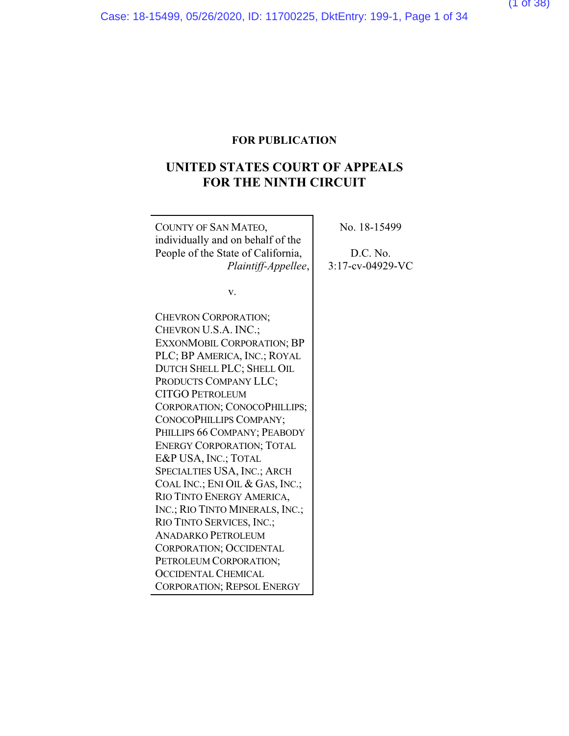**FOR PUBLICATION**

# UNITED STATES COURT OF APPEALS FOR THE NINTH CIRCUIT

COUNTY OF SAN MATEO, individually and on behalf of the People of the State of California,
*Plaintiff-Appellee*,

v.

CHEVRON CORPORATION; CHEVRON U.S.A. INC.; EXXONMOBIL CORPORATION; BP PLC; BP AMERICA, INC.; ROYAL DUTCH SHELL PLC; SHELL OIL PRODUCTS COMPANY LLC; CITGO PETROLEUM CORPORATION; CONOCOPHILLIPS; CONOCOPHILLIPS COMPANY; PHILLIPS 66 COMPANY; PEABODY ENERGY CORPORATION; TOTAL E&P USA, INC.; TOTAL SPECIALTIES USA, INC.; ARCH COAL INC.; ENI OIL & GAS, INC.; RIO TINTO ENERGY AMERICA, INC.; RIO TINTO MINERALS, INC.; RIO TINTO SERVICES, INC.; ANADARKO PETROLEUM CORPORATION; OCCIDENTAL PETROLEUM CORPORATION; OCCIDENTAL CHEMICAL CORPORATION; REPSOL ENERGY

No. 18-15499

D.C. No.
3:17-cv-04929-VC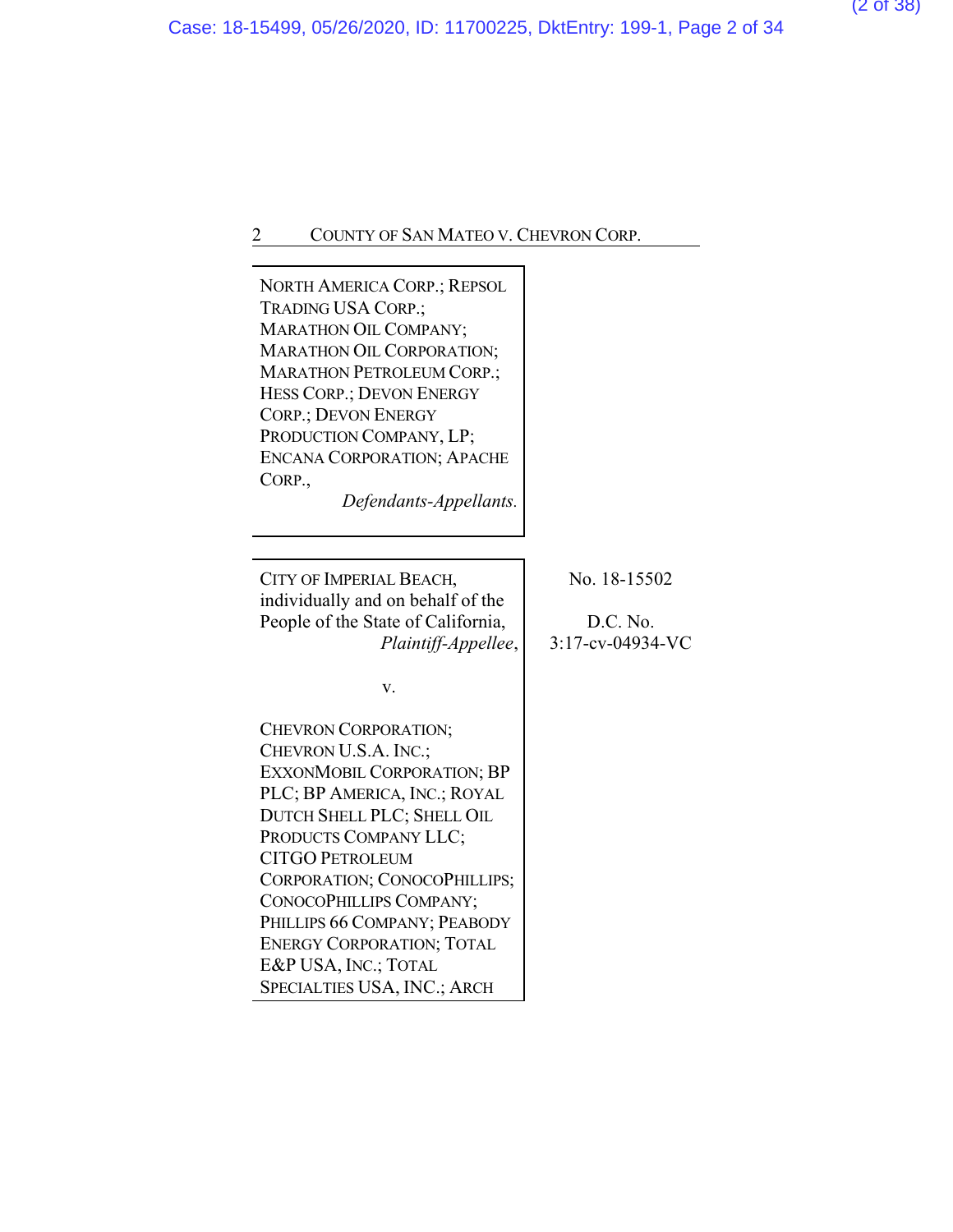NORTH AMERICA CORP.; REPSOL TRADING USA CORP.; MARATHON OIL COMPANY; MARATHON OIL CORPORATION; MARATHON PETROLEUM CORP.; HESS CORP.; DEVON ENERGY CORP.; DEVON ENERGY PRODUCTION COMPANY, LP; ENCANA CORPORATION; APACHE CORP.,

*Defendants-Appellants.*

---

CITY OF IMPERIAL BEACH, individually and on behalf of the People of the State of California,

*Plaintiff-Appellee*,

v.

CHEVRON CORPORATION; CHEVRON U.S.A. INC.; EXXONMOBIL CORPORATION; BP PLC; BP AMERICA, INC.; ROYAL DUTCH SHELL PLC; SHELL OIL PRODUCTS COMPANY LLC; CITGO PETROLEUM CORPORATION; CONOCOPHILLIPS; CONOCOPHILLIPS COMPANY; PHILLIPS 66 COMPANY; PEABODY ENERGY CORPORATION; TOTAL E&P USA, INC.; TOTAL SPECIALTIES USA, INC.; ARCH

No. 18-15502

D.C. No. 3:17-cv-04934-VC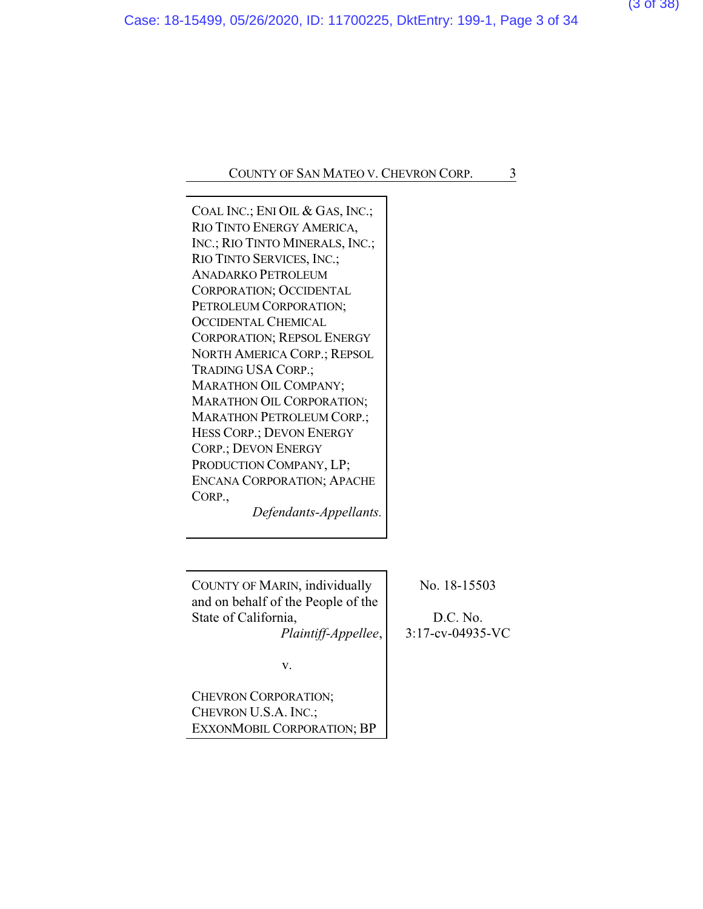COAL INC.; ENI OIL & GAS, INC.; RIO TINTO ENERGY AMERICA, INC.; RIO TINTO MINERALS, INC.; RIO TINTO SERVICES, INC.; ANADARKO PETROLEUM CORPORATION; OCCIDENTAL PETROLEUM CORPORATION; OCCIDENTAL CHEMICAL CORPORATION; REPSOL ENERGY NORTH AMERICA CORP.; REPSOL TRADING USA CORP.; MARATHON OIL COMPANY; MARATHON OIL CORPORATION; MARATHON PETROLEUM CORP.; HESS CORP.; DEVON ENERGY CORP.; DEVON ENERGY PRODUCTION COMPANY, LP; ENCANA CORPORATION; APACHE CORP.,

*Defendants-Appellants.*

---

COUNTY OF MARIN, individually and on behalf of the People of the State of California,

*Plaintiff-Appellee*,

v.

CHEVRON CORPORATION; CHEVRON U.S.A. INC.; EXXONMOBIL CORPORATION; BP

No. 18-15503

D.C. No. 3:17-cv-04935-VC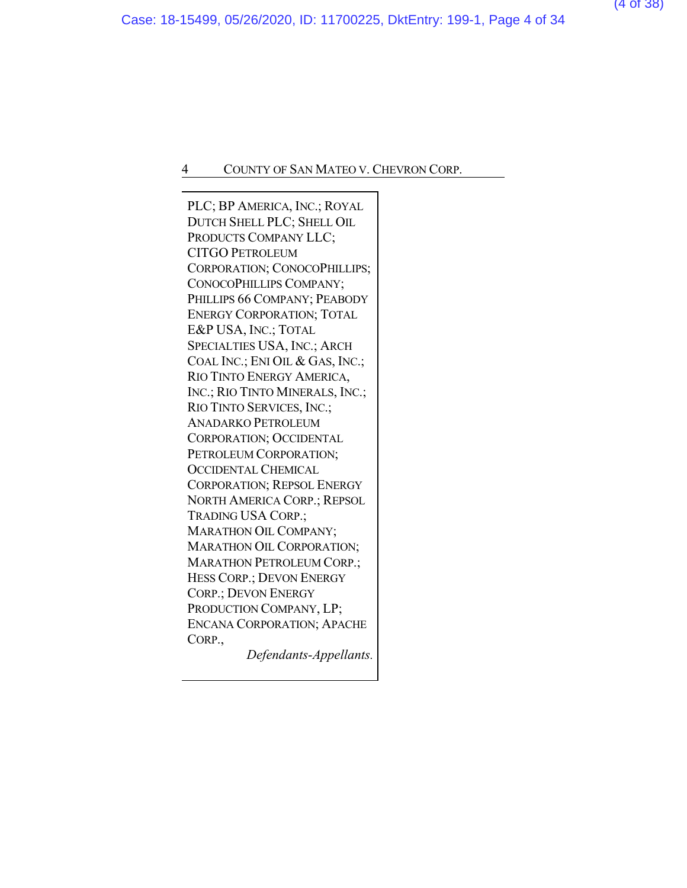PLC; BP AMERICA, INC.; ROYAL DUTCH SHELL PLC; SHELL OIL PRODUCTS COMPANY LLC; CITGO PETROLEUM CORPORATION; CONOCOPHILLIPS; CONOCOPHILLIPS COMPANY; PHILLIPS 66 COMPANY; PEABODY ENERGY CORPORATION; TOTAL E&P USA, INC.; TOTAL SPECIALTIES USA, INC.; ARCH COAL INC.; ENI OIL & GAS, INC.; RIO TINTO ENERGY AMERICA, INC.; RIO TINTO MINERALS, INC.; RIO TINTO SERVICES, INC.; ANADARKO PETROLEUM CORPORATION; OCCIDENTAL PETROLEUM CORPORATION; OCCIDENTAL CHEMICAL CORPORATION; REPSOL ENERGY NORTH AMERICA CORP.; REPSOL TRADING USA CORP.; MARATHON OIL COMPANY; MARATHON OIL CORPORATION; MARATHON PETROLEUM CORP.; HESS CORP.; DEVON ENERGY CORP.; DEVON ENERGY PRODUCTION COMPANY, LP; ENCANA CORPORATION; APACHE CORP.,

*Defendants-Appellants.*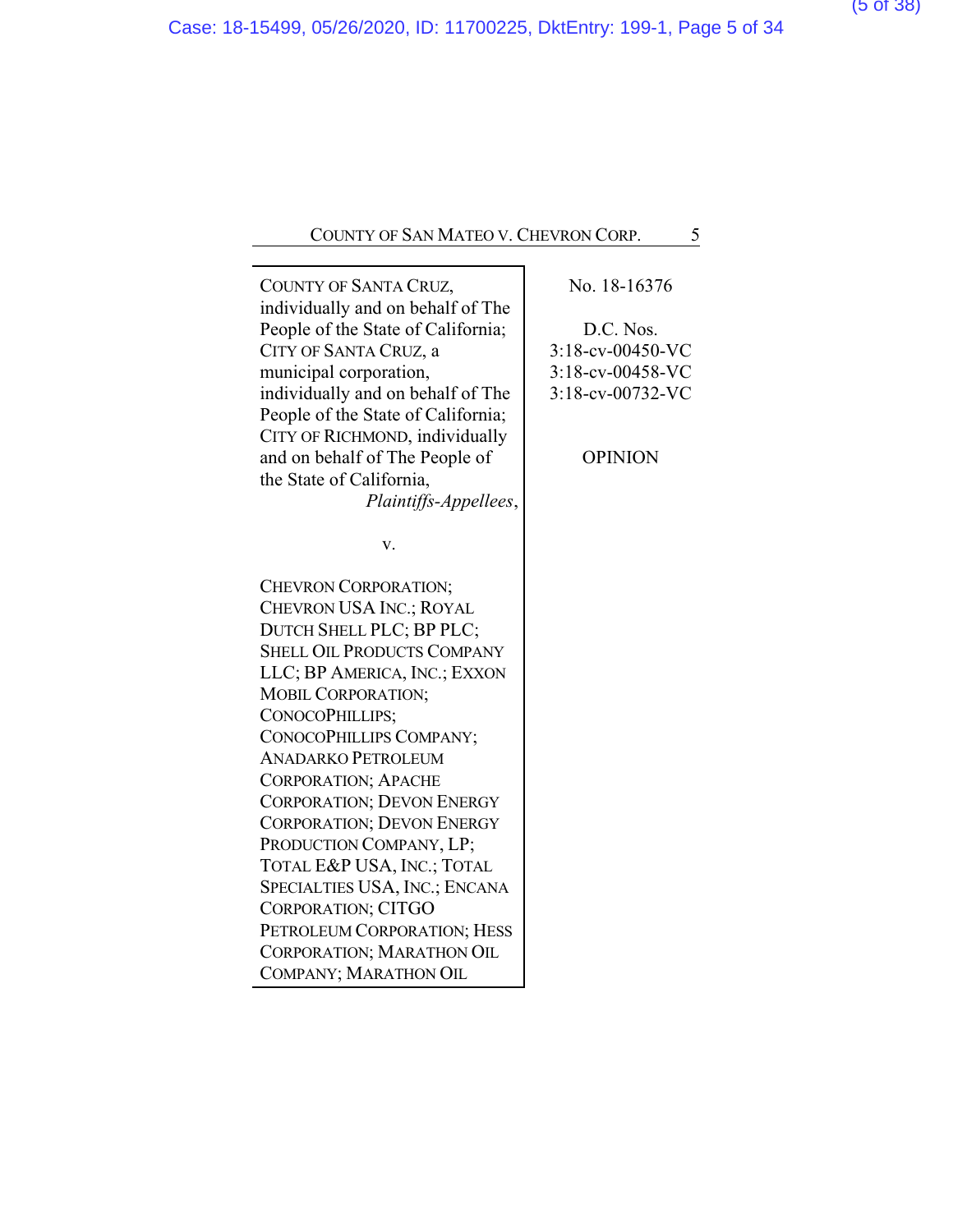COUNTY OF SANTA CRUZ, individually and on behalf of The People of the State of California; CITY OF SANTA CRUZ, a municipal corporation, individually and on behalf of The People of the State of California; CITY OF RICHMOND, individually and on behalf of The People of the State of California,

*Plaintiffs-Appellees*,

v.

CHEVRON CORPORATION; CHEVRON USA INC.; ROYAL DUTCH SHELL PLC; BP PLC; SHELL OIL PRODUCTS COMPANY LLC; BP AMERICA, INC.; EXXON MOBIL CORPORATION; CONOCOPHILLIPS; CONOCOPHILLIPS COMPANY; ANADARKO PETROLEUM CORPORATION; APACHE CORPORATION; DEVON ENERGY CORPORATION; DEVON ENERGY PRODUCTION COMPANY, LP; TOTAL E&P USA, INC.; TOTAL SPECIALTIES USA, INC.; ENCANA CORPORATION; CITGO PETROLEUM CORPORATION; HESS CORPORATION; MARATHON OIL COMPANY; MARATHON OIL

No. 18-16376

D.C. Nos.
3:18-cv-00450-VC
3:18-cv-00458-VC
3:18-cv-00732-VC

OPINION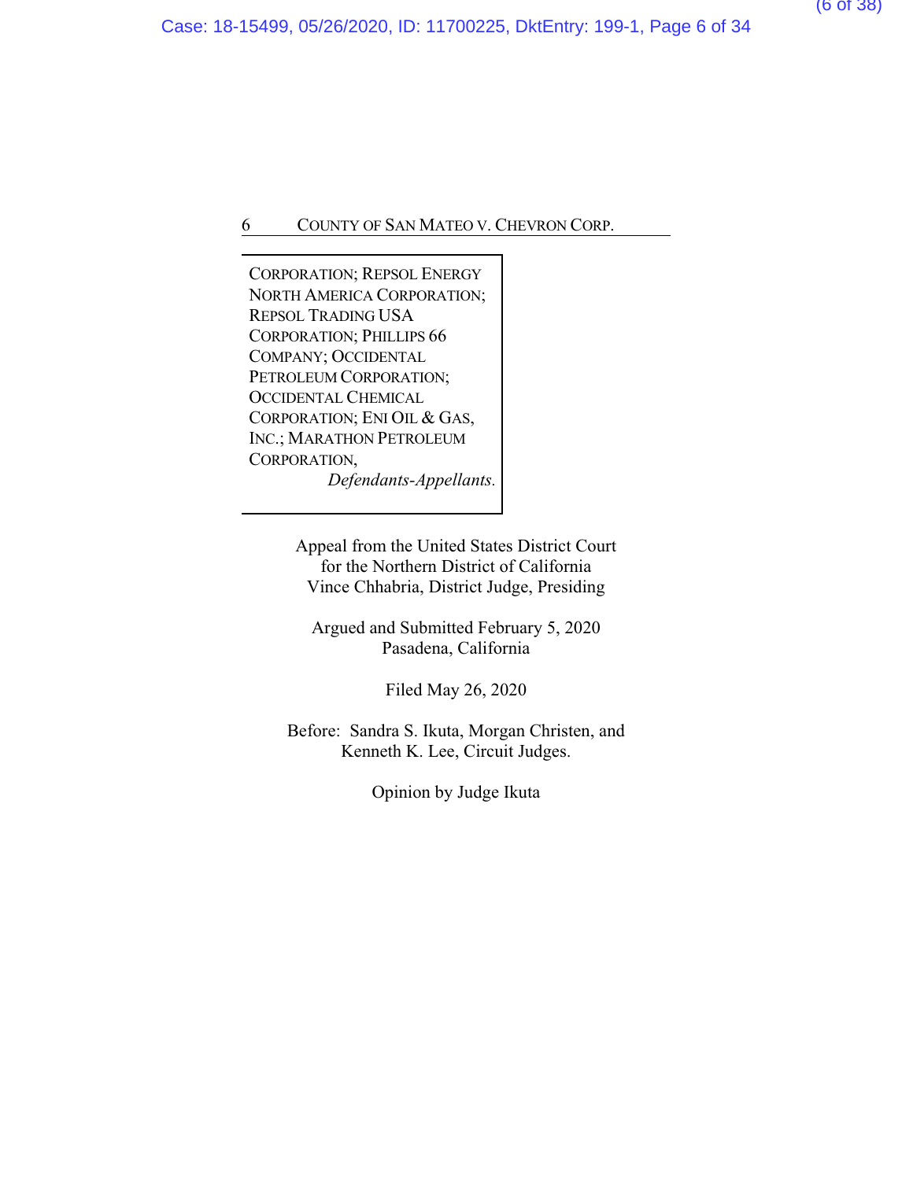CORPORATION; REPSOL ENERGY NORTH AMERICA CORPORATION; REPSOL TRADING USA CORPORATION; PHILLIPS 66 COMPANY; OCCIDENTAL PETROLEUM CORPORATION; OCCIDENTAL CHEMICAL CORPORATION; ENI OIL & GAS, INC.; MARATHON PETROLEUM CORPORATION,
*Defendants-Appellants.*

Appeal from the United States District Court
for the Northern District of California
Vince Chhabria, District Judge, Presiding

Argued and Submitted February 5, 2020
Pasadena, California

Filed May 26, 2020

Before: Sandra S. Ikuta, Morgan Christen, and
Kenneth K. Lee, Circuit Judges.

Opinion by Judge Ikuta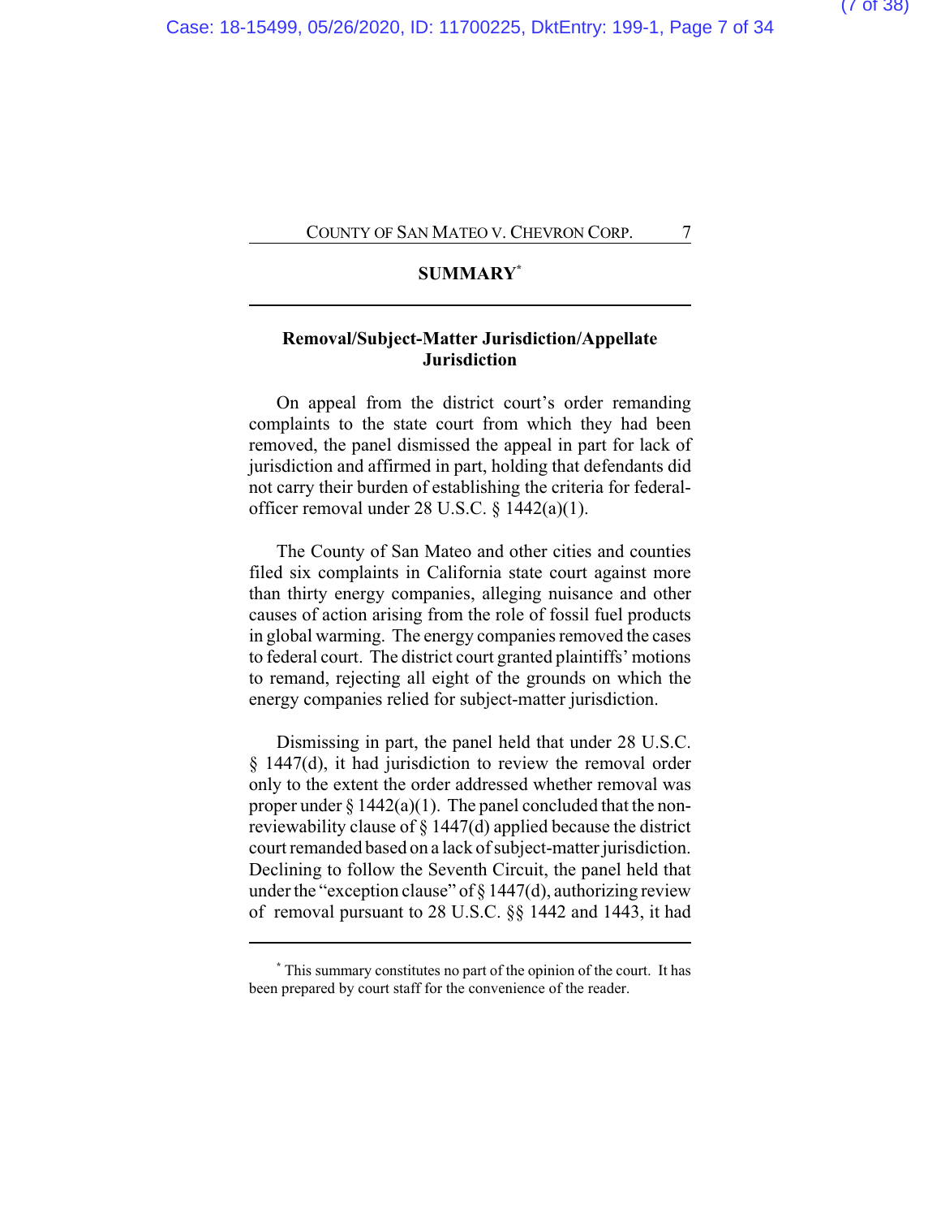## SUMMARY[*]

### Removal/Subject-Matter Jurisdiction/Appellate Jurisdiction

On appeal from the district court's order remanding complaints to the state court from which they had been removed, the panel dismissed the appeal in part for lack of jurisdiction and affirmed in part, holding that defendants did not carry their burden of establishing the criteria for federal-officer removal under 28 U.S.C. § 1442(a)(1).

The County of San Mateo and other cities and counties filed six complaints in California state court against more than thirty energy companies, alleging nuisance and other causes of action arising from the role of fossil fuel products in global warming. The energy companies removed the cases to federal court. The district court granted plaintiffs' motions to remand, rejecting all eight of the grounds on which the energy companies relied for subject-matter jurisdiction.

Dismissing in part, the panel held that under 28 U.S.C. § 1447(d), it had jurisdiction to review the removal order only to the extent the order addressed whether removal was proper under § 1442(a)(1). The panel concluded that the non-reviewability clause of § 1447(d) applied because the district court remanded based on a lack of subject-matter jurisdiction. Declining to follow the Seventh Circuit, the panel held that under the "exception clause" of § 1447(d), authorizing review of removal pursuant to 28 U.S.C. §§ 1442 and 1443, it had

---

[*] This summary constitutes no part of the opinion of the court. It has been prepared by court staff for the convenience of the reader.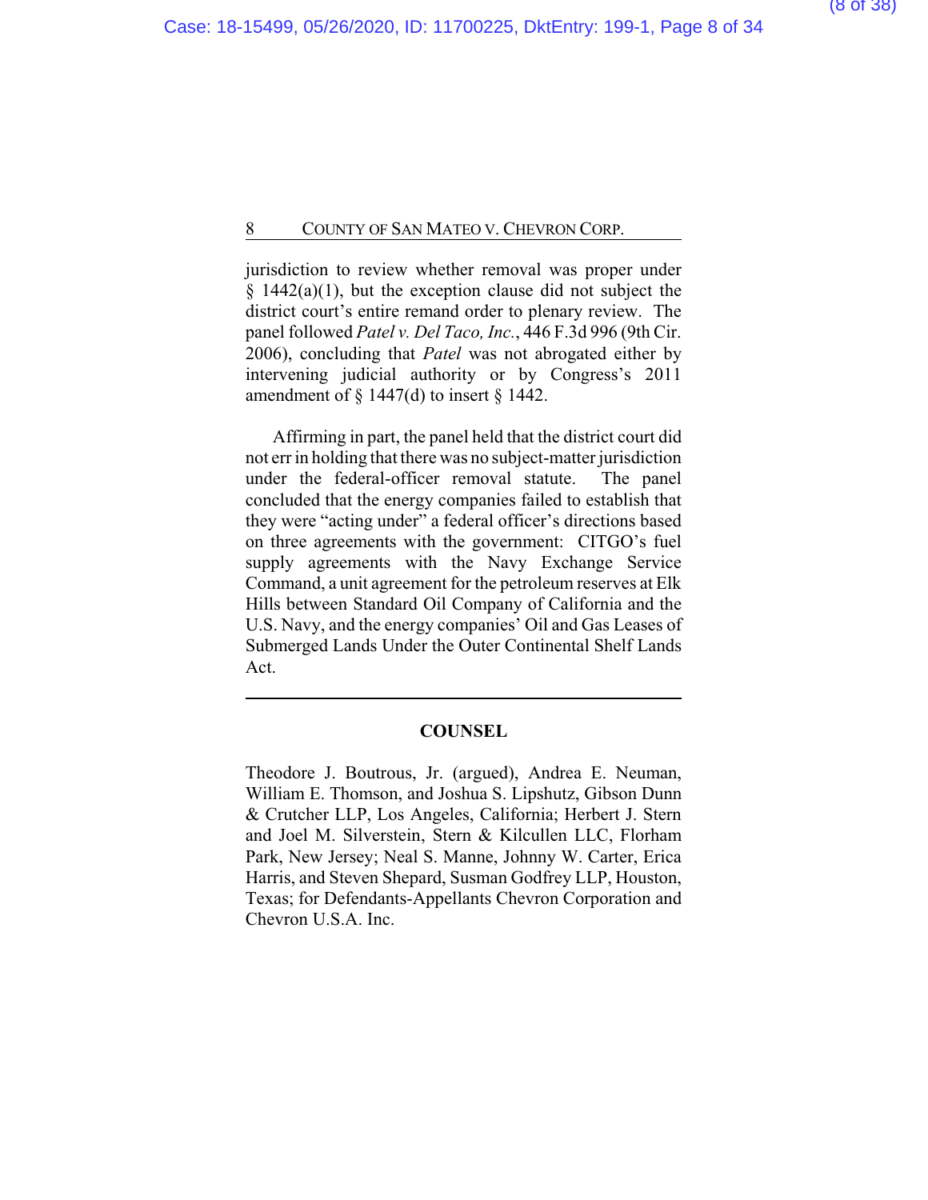jurisdiction to review whether removal was proper under § 1442(a)(1), but the exception clause did not subject the district court's entire remand order to plenary review. The panel followed *Patel v. Del Taco, Inc.*, 446 F.3d 996 (9th Cir. 2006), concluding that *Patel* was not abrogated either by intervening judicial authority or by Congress's 2011 amendment of § 1447(d) to insert § 1442.

Affirming in part, the panel held that the district court did not err in holding that there was no subject-matter jurisdiction under the federal-officer removal statute. The panel concluded that the energy companies failed to establish that they were "acting under" a federal officer's directions based on three agreements with the government: CITGO's fuel supply agreements with the Navy Exchange Service Command, a unit agreement for the petroleum reserves at Elk Hills between Standard Oil Company of California and the U.S. Navy, and the energy companies' Oil and Gas Leases of Submerged Lands Under the Outer Continental Shelf Lands Act.

---

**COUNSEL**

Theodore J. Boutrous, Jr. (argued), Andrea E. Neuman, William E. Thomson, and Joshua S. Lipshutz, Gibson Dunn & Crutcher LLP, Los Angeles, California; Herbert J. Stern and Joel M. Silverstein, Stern & Kilcullen LLC, Florham Park, New Jersey; Neal S. Manne, Johnny W. Carter, Erica Harris, and Steven Shepard, Susman Godfrey LLP, Houston, Texas; for Defendants-Appellants Chevron Corporation and Chevron U.S.A. Inc.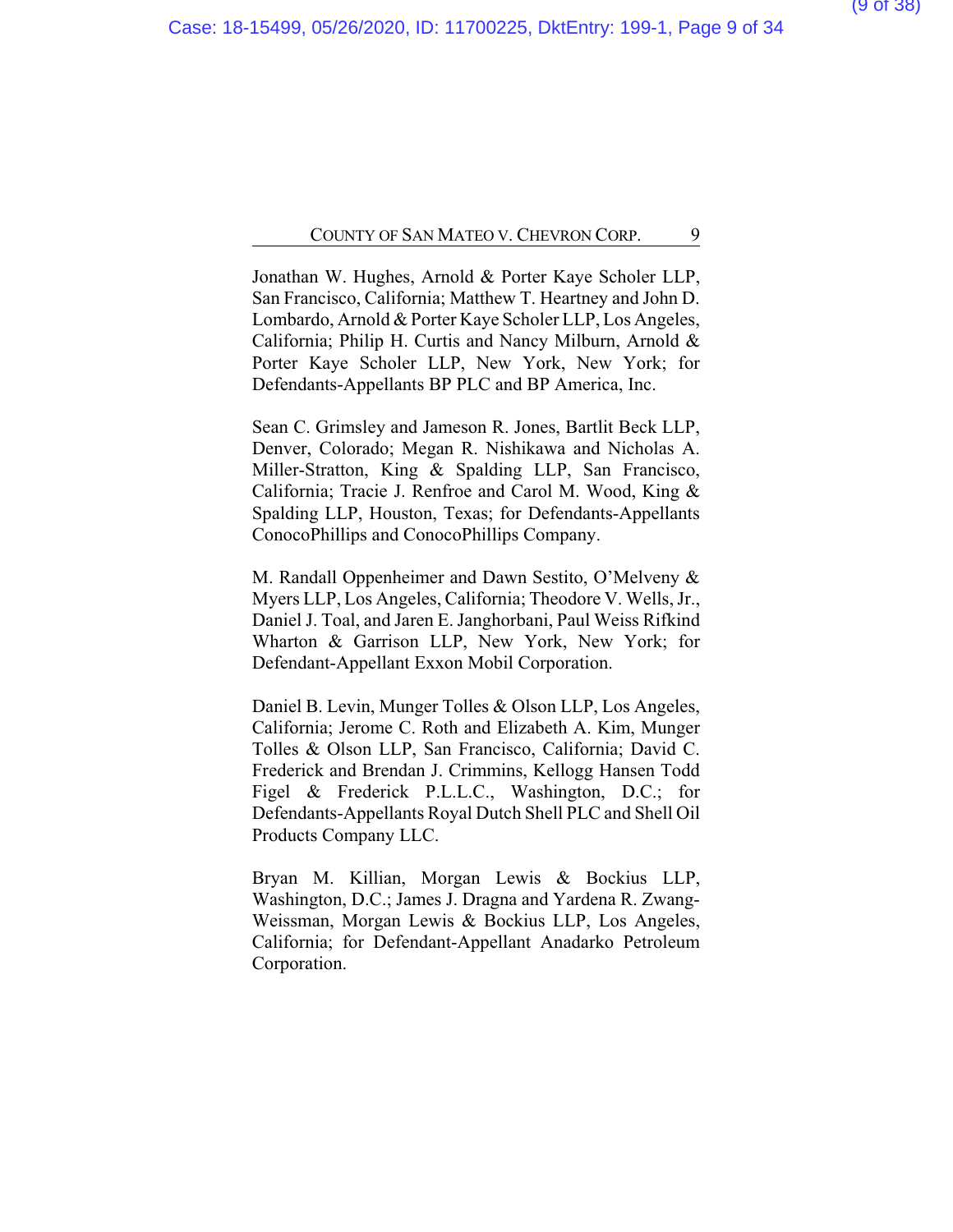Jonathan W. Hughes, Arnold & Porter Kaye Scholer LLP, San Francisco, California; Matthew T. Heartney and John D. Lombardo, Arnold & Porter Kaye Scholer LLP, Los Angeles, California; Philip H. Curtis and Nancy Milburn, Arnold & Porter Kaye Scholer LLP, New York, New York; for Defendants-Appellants BP PLC and BP America, Inc.

Sean C. Grimsley and Jameson R. Jones, Bartlit Beck LLP, Denver, Colorado; Megan R. Nishikawa and Nicholas A. Miller-Stratton, King & Spalding LLP, San Francisco, California; Tracie J. Renfroe and Carol M. Wood, King & Spalding LLP, Houston, Texas; for Defendants-Appellants ConocoPhillips and ConocoPhillips Company.

M. Randall Oppenheimer and Dawn Sestito, O'Melveny & Myers LLP, Los Angeles, California; Theodore V. Wells, Jr., Daniel J. Toal, and Jaren E. Janghorbani, Paul Weiss Rifkind Wharton & Garrison LLP, New York, New York; for Defendant-Appellant Exxon Mobil Corporation.

Daniel B. Levin, Munger Tolles & Olson LLP, Los Angeles, California; Jerome C. Roth and Elizabeth A. Kim, Munger Tolles & Olson LLP, San Francisco, California; David C. Frederick and Brendan J. Crimmins, Kellogg Hansen Todd Figel & Frederick P.L.L.C., Washington, D.C.; for Defendants-Appellants Royal Dutch Shell PLC and Shell Oil Products Company LLC.

Bryan M. Killian, Morgan Lewis & Bockius LLP, Washington, D.C.; James J. Dragna and Yardena R. Zwang-Weissman, Morgan Lewis & Bockius LLP, Los Angeles, California; for Defendant-Appellant Anadarko Petroleum Corporation.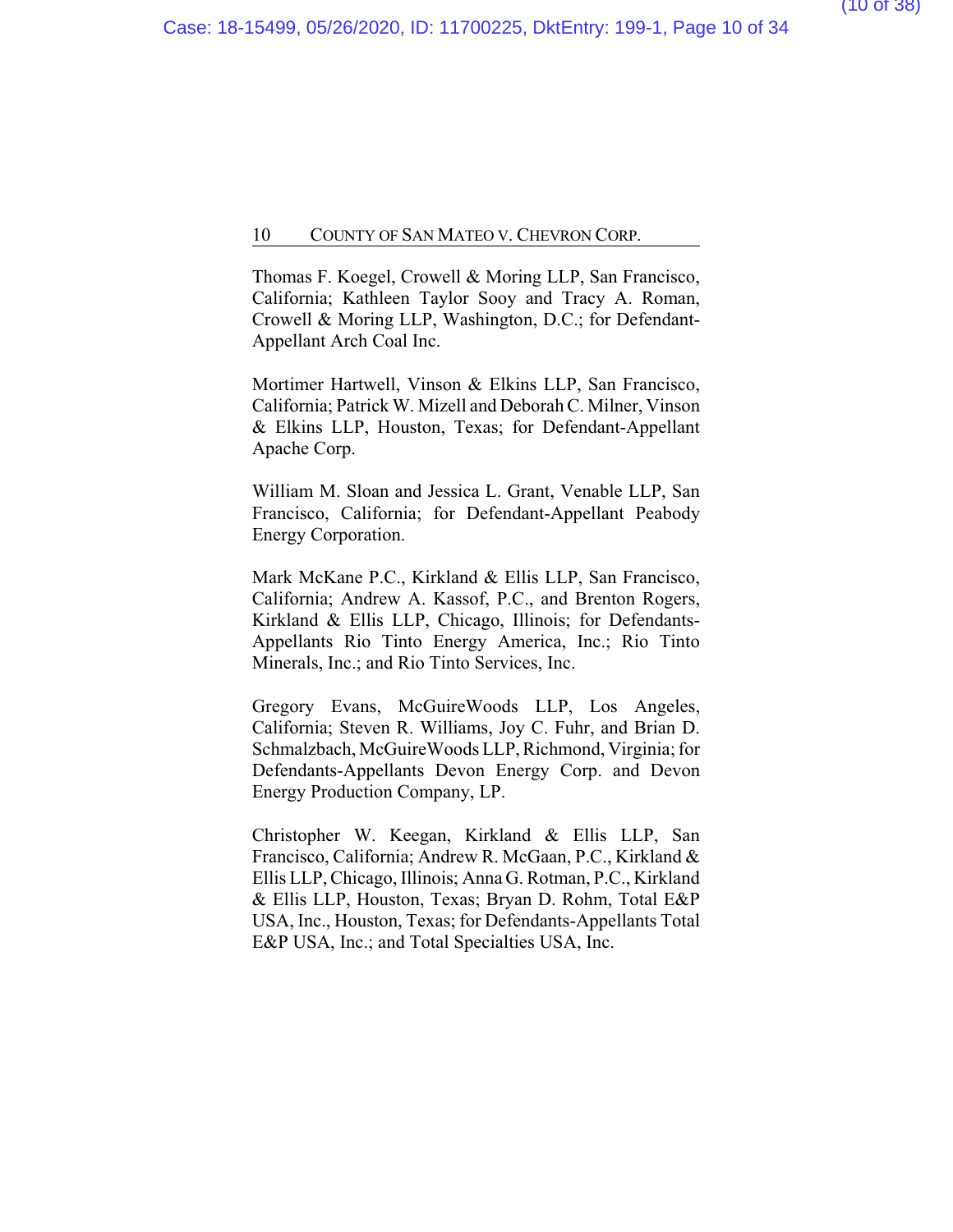Thomas F. Koegel, Crowell & Moring LLP, San Francisco, California; Kathleen Taylor Sooy and Tracy A. Roman, Crowell & Moring LLP, Washington, D.C.; for Defendant-Appellant Arch Coal Inc.

Mortimer Hartwell, Vinson & Elkins LLP, San Francisco, California; Patrick W. Mizell and Deborah C. Milner, Vinson & Elkins LLP, Houston, Texas; for Defendant-Appellant Apache Corp.

William M. Sloan and Jessica L. Grant, Venable LLP, San Francisco, California; for Defendant-Appellant Peabody Energy Corporation.

Mark McKane P.C., Kirkland & Ellis LLP, San Francisco, California; Andrew A. Kassof, P.C., and Brenton Rogers, Kirkland & Ellis LLP, Chicago, Illinois; for Defendants-Appellants Rio Tinto Energy America, Inc.; Rio Tinto Minerals, Inc.; and Rio Tinto Services, Inc.

Gregory Evans, McGuireWoods LLP, Los Angeles, California; Steven R. Williams, Joy C. Fuhr, and Brian D. Schmalzbach, McGuireWoods LLP, Richmond, Virginia; for Defendants-Appellants Devon Energy Corp. and Devon Energy Production Company, LP.

Christopher W. Keegan, Kirkland & Ellis LLP, San Francisco, California; Andrew R. McGaan, P.C., Kirkland & Ellis LLP, Chicago, Illinois; Anna G. Rotman, P.C., Kirkland & Ellis LLP, Houston, Texas; Bryan D. Rohm, Total E&P USA, Inc., Houston, Texas; for Defendants-Appellants Total E&P USA, Inc.; and Total Specialties USA, Inc.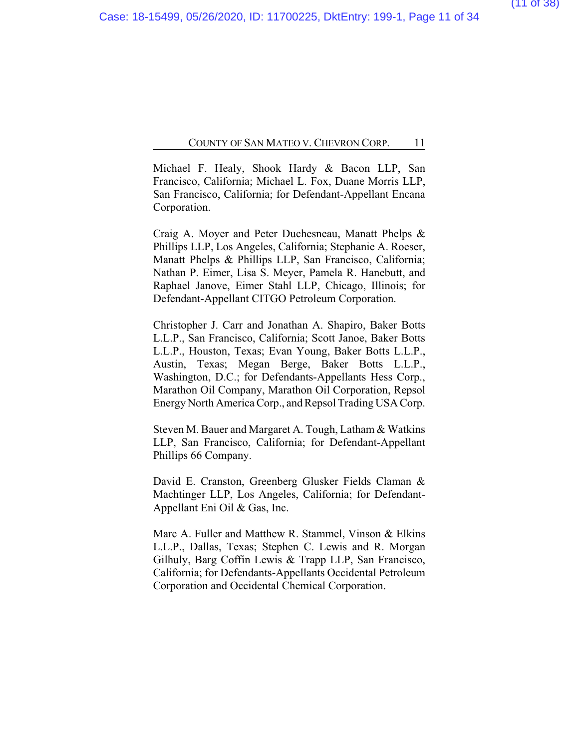Michael F. Healy, Shook Hardy & Bacon LLP, San Francisco, California; Michael L. Fox, Duane Morris LLP, San Francisco, California; for Defendant-Appellant Encana Corporation.

Craig A. Moyer and Peter Duchesneau, Manatt Phelps & Phillips LLP, Los Angeles, California; Stephanie A. Roeser, Manatt Phelps & Phillips LLP, San Francisco, California; Nathan P. Eimer, Lisa S. Meyer, Pamela R. Hanebutt, and Raphael Janove, Eimer Stahl LLP, Chicago, Illinois; for Defendant-Appellant CITGO Petroleum Corporation.

Christopher J. Carr and Jonathan A. Shapiro, Baker Botts L.L.P., San Francisco, California; Scott Janoe, Baker Botts L.L.P., Houston, Texas; Evan Young, Baker Botts L.L.P., Austin, Texas; Megan Berge, Baker Botts L.L.P., Washington, D.C.; for Defendants-Appellants Hess Corp., Marathon Oil Company, Marathon Oil Corporation, Repsol Energy North America Corp., and Repsol Trading USA Corp.

Steven M. Bauer and Margaret A. Tough, Latham & Watkins LLP, San Francisco, California; for Defendant-Appellant Phillips 66 Company.

David E. Cranston, Greenberg Glusker Fields Claman & Machtinger LLP, Los Angeles, California; for Defendant-Appellant Eni Oil & Gas, Inc.

Marc A. Fuller and Matthew R. Stammel, Vinson & Elkins L.L.P., Dallas, Texas; Stephen C. Lewis and R. Morgan Gilhuly, Barg Coffin Lewis & Trapp LLP, San Francisco, California; for Defendants-Appellants Occidental Petroleum Corporation and Occidental Chemical Corporation.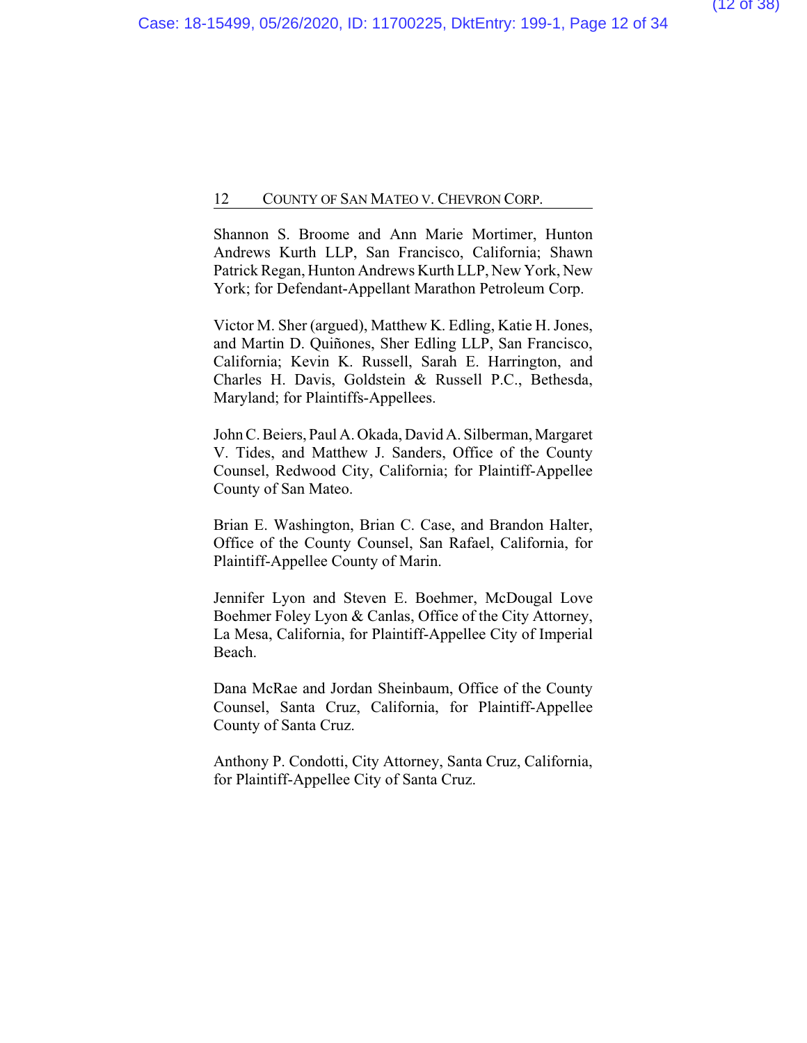Shannon S. Broome and Ann Marie Mortimer, Hunton Andrews Kurth LLP, San Francisco, California; Shawn Patrick Regan, Hunton Andrews Kurth LLP, New York, New York; for Defendant-Appellant Marathon Petroleum Corp.

Victor M. Sher (argued), Matthew K. Edling, Katie H. Jones, and Martin D. Quiñones, Sher Edling LLP, San Francisco, California; Kevin K. Russell, Sarah E. Harrington, and Charles H. Davis, Goldstein & Russell P.C., Bethesda, Maryland; for Plaintiffs-Appellees.

John C. Beiers, Paul A. Okada, David A. Silberman, Margaret V. Tides, and Matthew J. Sanders, Office of the County Counsel, Redwood City, California; for Plaintiff-Appellee County of San Mateo.

Brian E. Washington, Brian C. Case, and Brandon Halter, Office of the County Counsel, San Rafael, California, for Plaintiff-Appellee County of Marin.

Jennifer Lyon and Steven E. Boehmer, McDougal Love Boehmer Foley Lyon & Canlas, Office of the City Attorney, La Mesa, California, for Plaintiff-Appellee City of Imperial Beach.

Dana McRae and Jordan Sheinbaum, Office of the County Counsel, Santa Cruz, California, for Plaintiff-Appellee County of Santa Cruz.

Anthony P. Condotti, City Attorney, Santa Cruz, California, for Plaintiff-Appellee City of Santa Cruz.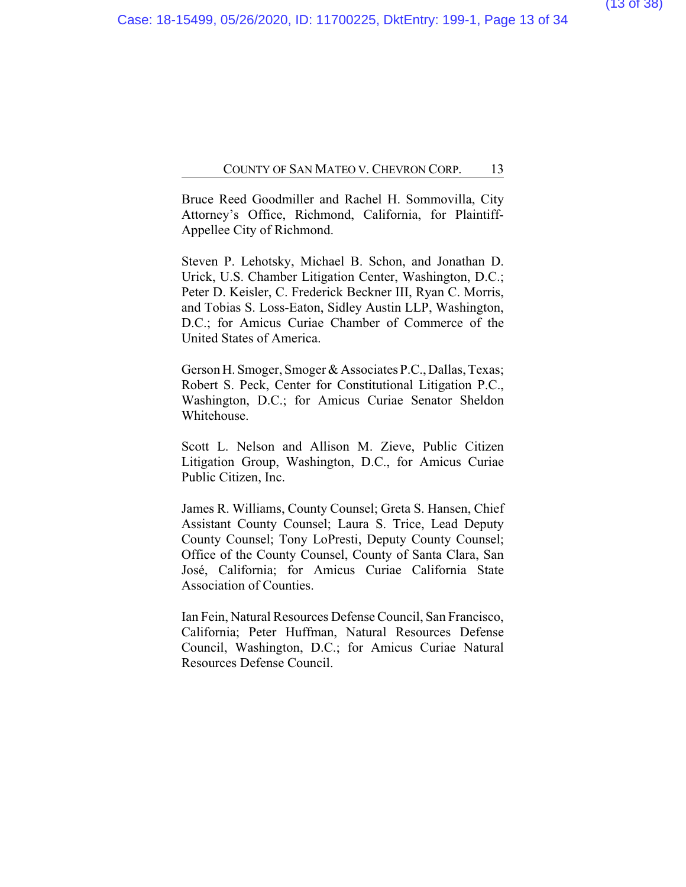Bruce Reed Goodmiller and Rachel H. Sommovilla, City Attorney's Office, Richmond, California, for Plaintiff-Appellee City of Richmond.

Steven P. Lehotsky, Michael B. Schon, and Jonathan D. Urick, U.S. Chamber Litigation Center, Washington, D.C.; Peter D. Keisler, C. Frederick Beckner III, Ryan C. Morris, and Tobias S. Loss-Eaton, Sidley Austin LLP, Washington, D.C.; for Amicus Curiae Chamber of Commerce of the United States of America.

Gerson H. Smoger, Smoger & Associates P.C., Dallas, Texas; Robert S. Peck, Center for Constitutional Litigation P.C., Washington, D.C.; for Amicus Curiae Senator Sheldon Whitehouse.

Scott L. Nelson and Allison M. Zieve, Public Citizen Litigation Group, Washington, D.C., for Amicus Curiae Public Citizen, Inc.

James R. Williams, County Counsel; Greta S. Hansen, Chief Assistant County Counsel; Laura S. Trice, Lead Deputy County Counsel; Tony LoPresti, Deputy County Counsel; Office of the County Counsel, County of Santa Clara, San José, California; for Amicus Curiae California State Association of Counties.

Ian Fein, Natural Resources Defense Council, San Francisco, California; Peter Huffman, Natural Resources Defense Council, Washington, D.C.; for Amicus Curiae Natural Resources Defense Council.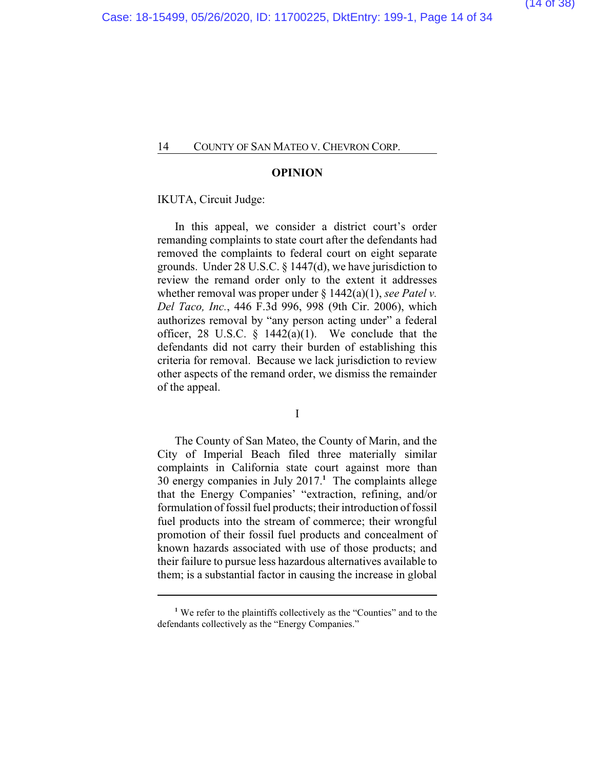## OPINION

IKUTA, Circuit Judge:

In this appeal, we consider a district court's order remanding complaints to state court after the defendants had removed the complaints to federal court on eight separate grounds. Under 28 U.S.C. § 1447(d), we have jurisdiction to review the remand order only to the extent it addresses whether removal was proper under § 1442(a)(1), *see Patel v. Del Taco, Inc.*, 446 F.3d 996, 998 (9th Cir. 2006), which authorizes removal by "any person acting under" a federal officer, 28 U.S.C. § 1442(a)(1). We conclude that the defendants did not carry their burden of establishing this criteria for removal. Because we lack jurisdiction to review other aspects of the remand order, we dismiss the remainder of the appeal.

### I

The County of San Mateo, the County of Marin, and the City of Imperial Beach filed three materially similar complaints in California state court against more than 30 energy companies in July 2017.[1] The complaints allege that the Energy Companies' "extraction, refining, and/or formulation of fossil fuel products; their introduction of fossil fuel products into the stream of commerce; their wrongful promotion of their fossil fuel products and concealment of known hazards associated with use of those products; and their failure to pursue less hazardous alternatives available to them; is a substantial factor in causing the increase in global

[1] We refer to the plaintiffs collectively as the "Counties" and to the defendants collectively as the "Energy Companies."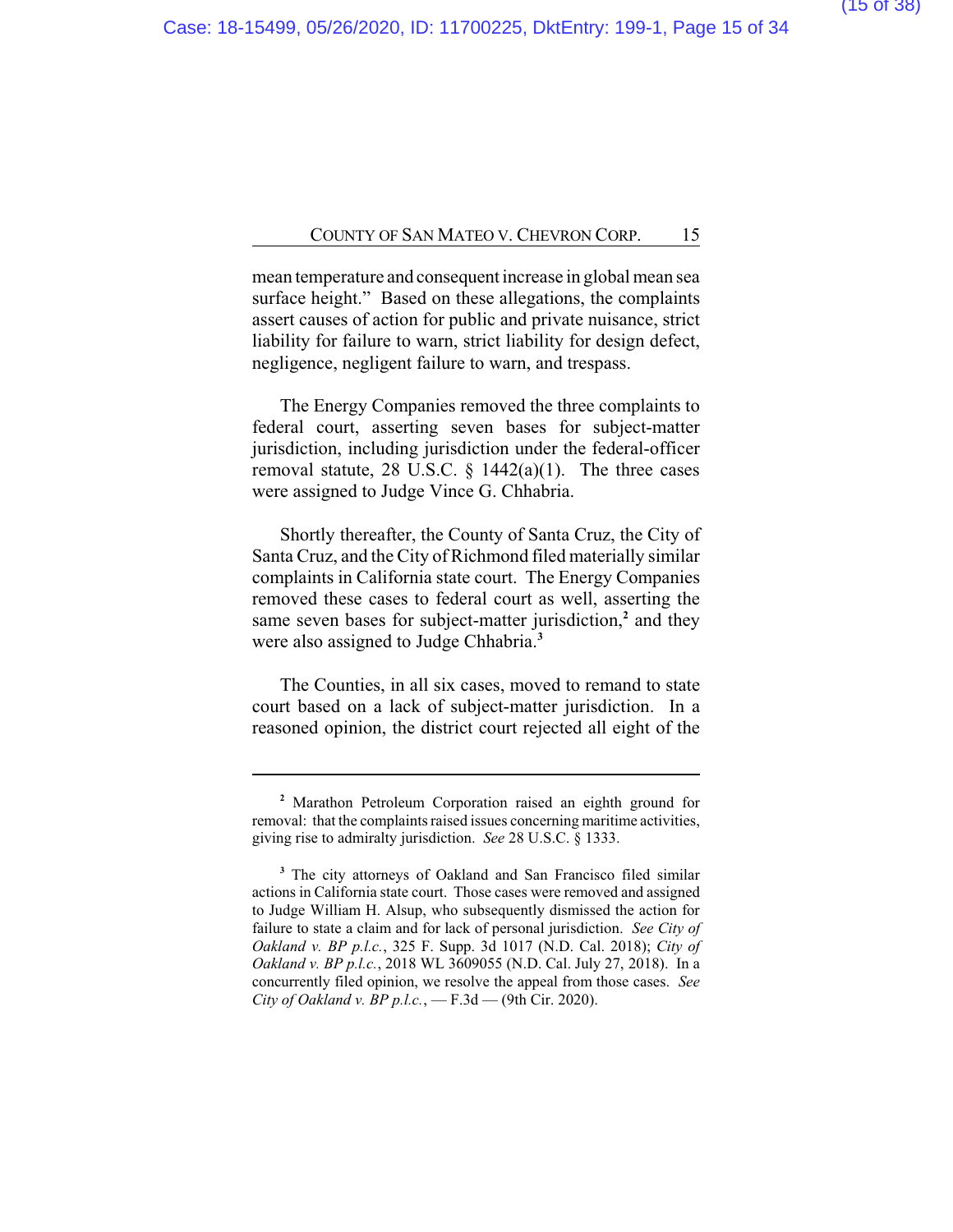mean temperature and consequent increase in global mean sea surface height." Based on these allegations, the complaints assert causes of action for public and private nuisance, strict liability for failure to warn, strict liability for design defect, negligence, negligent failure to warn, and trespass.

The Energy Companies removed the three complaints to federal court, asserting seven bases for subject-matter jurisdiction, including jurisdiction under the federal-officer removal statute, 28 U.S.C. § 1442(a)(1). The three cases were assigned to Judge Vince G. Chhabria.

Shortly thereafter, the County of Santa Cruz, the City of Santa Cruz, and the City of Richmond filed materially similar complaints in California state court. The Energy Companies removed these cases to federal court as well, asserting the same seven bases for subject-matter jurisdiction,[2] and they were also assigned to Judge Chhabria.[3]

The Counties, in all six cases, moved to remand to state court based on a lack of subject-matter jurisdiction. In a reasoned opinion, the district court rejected all eight of the

---

[2] Marathon Petroleum Corporation raised an eighth ground for removal: that the complaints raised issues concerning maritime activities, giving rise to admiralty jurisdiction. *See* 28 U.S.C. § 1333.

[3] The city attorneys of Oakland and San Francisco filed similar actions in California state court. Those cases were removed and assigned to Judge William H. Alsup, who subsequently dismissed the action for failure to state a claim and for lack of personal jurisdiction. *See City of Oakland v. BP p.l.c.*, 325 F. Supp. 3d 1017 (N.D. Cal. 2018); *City of Oakland v. BP p.l.c.*, 2018 WL 3609055 (N.D. Cal. July 27, 2018). In a concurrently filed opinion, we resolve the appeal from those cases. *See City of Oakland v. BP p.l.c.*, — F.3d — (9th Cir. 2020).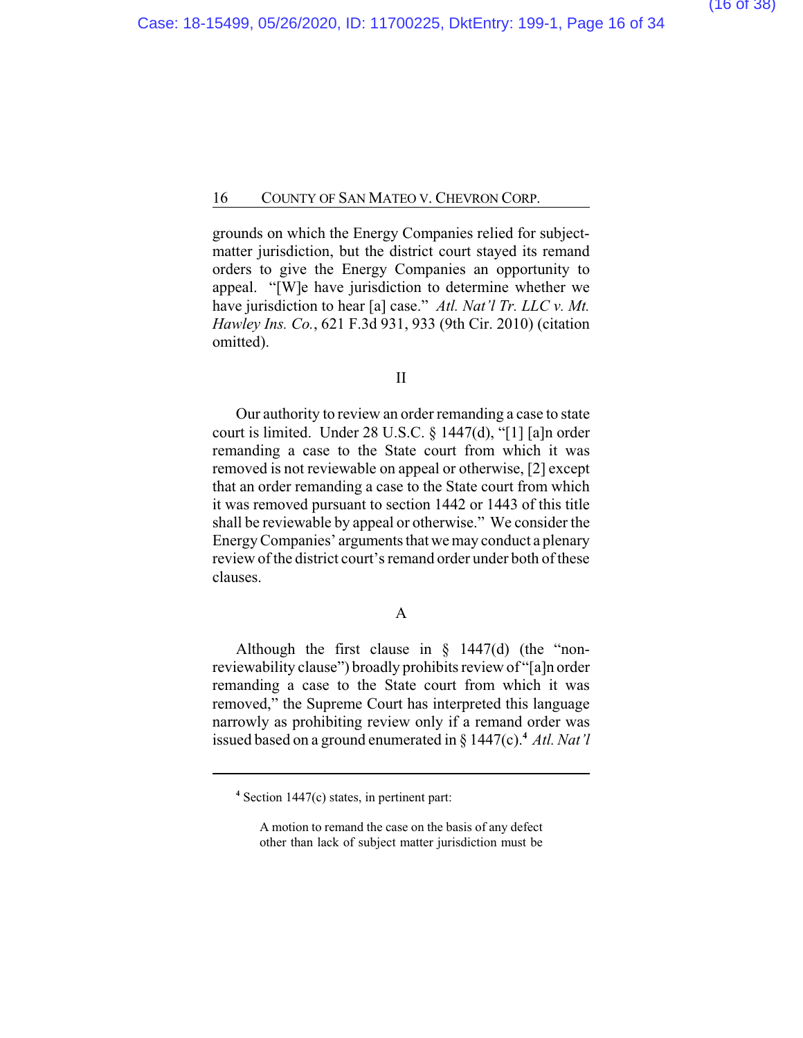grounds on which the Energy Companies relied for subject-matter jurisdiction, but the district court stayed its remand orders to give the Energy Companies an opportunity to appeal. "[W]e have jurisdiction to determine whether we have jurisdiction to hear [a] case." *Atl. Nat'l Tr. LLC v. Mt. Hawley Ins. Co.*, 621 F.3d 931, 933 (9th Cir. 2010) (citation omitted).

## II

Our authority to review an order remanding a case to state court is limited. Under 28 U.S.C. § 1447(d), "[1] [a]n order remanding a case to the State court from which it was removed is not reviewable on appeal or otherwise, [2] except that an order remanding a case to the State court from which it was removed pursuant to section 1442 or 1443 of this title shall be reviewable by appeal or otherwise." We consider the Energy Companies' arguments that we may conduct a plenary review of the district court's remand order under both of these clauses.

### A

Although the first clause in § 1447(d) (the "non-reviewability clause") broadly prohibits review of "[a]n order remanding a case to the State court from which it was removed," the Supreme Court has interpreted this language narrowly as prohibiting review only if a remand order was issued based on a ground enumerated in § 1447(c).[4] *Atl. Nat'l*

---

[4] Section 1447(c) states, in pertinent part:

> A motion to remand the case on the basis of any defect other than lack of subject matter jurisdiction must be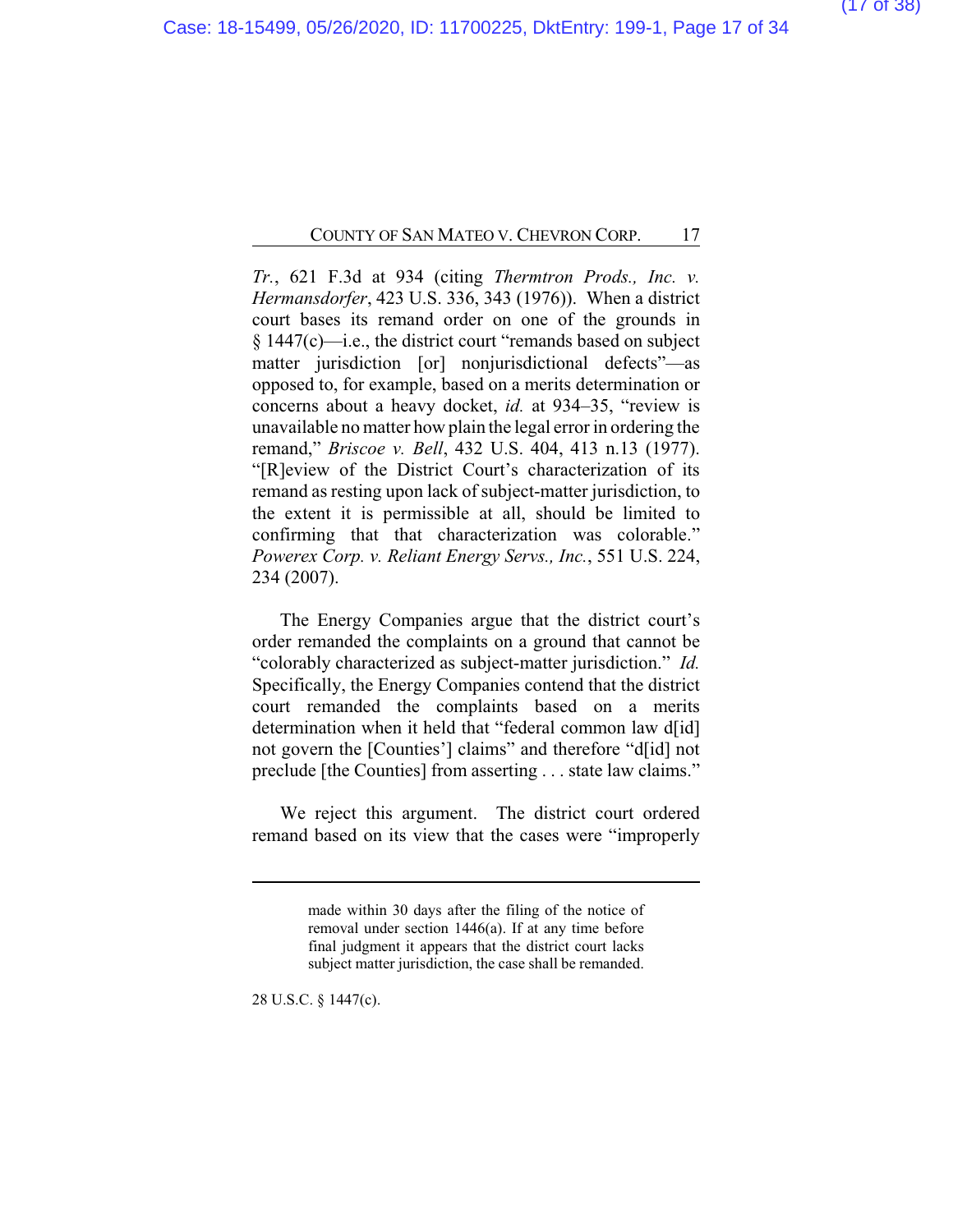*Tr.*, 621 F.3d at 934 (citing *Thermtron Prods., Inc. v. Hermansdorfer*, 423 U.S. 336, 343 (1976)). When a district court bases its remand order on one of the grounds in § 1447(c)—i.e., the district court "remands based on subject matter jurisdiction [or] nonjurisdictional defects"—as opposed to, for example, based on a merits determination or concerns about a heavy docket, *id.* at 934–35, "review is unavailable no matter how plain the legal error in ordering the remand," *Briscoe v. Bell*, 432 U.S. 404, 413 n.13 (1977). "[R]eview of the District Court's characterization of its remand as resting upon lack of subject-matter jurisdiction, to the extent it is permissible at all, should be limited to confirming that that characterization was colorable." *Powerex Corp. v. Reliant Energy Servs., Inc.*, 551 U.S. 224, 234 (2007).

The Energy Companies argue that the district court's order remanded the complaints on a ground that cannot be "colorably characterized as subject-matter jurisdiction." *Id.* Specifically, the Energy Companies contend that the district court remanded the complaints based on a merits determination when it held that "federal common law d[id] not govern the [Counties'] claims" and therefore "d[id] not preclude [the Counties] from asserting . . . state law claims."

We reject this argument. The district court ordered remand based on its view that the cases were "improperly

---

> made within 30 days after the filing of the notice of removal under section 1446(a). If at any time before final judgment it appears that the district court lacks subject matter jurisdiction, the case shall be remanded.

28 U.S.C. § 1447(c).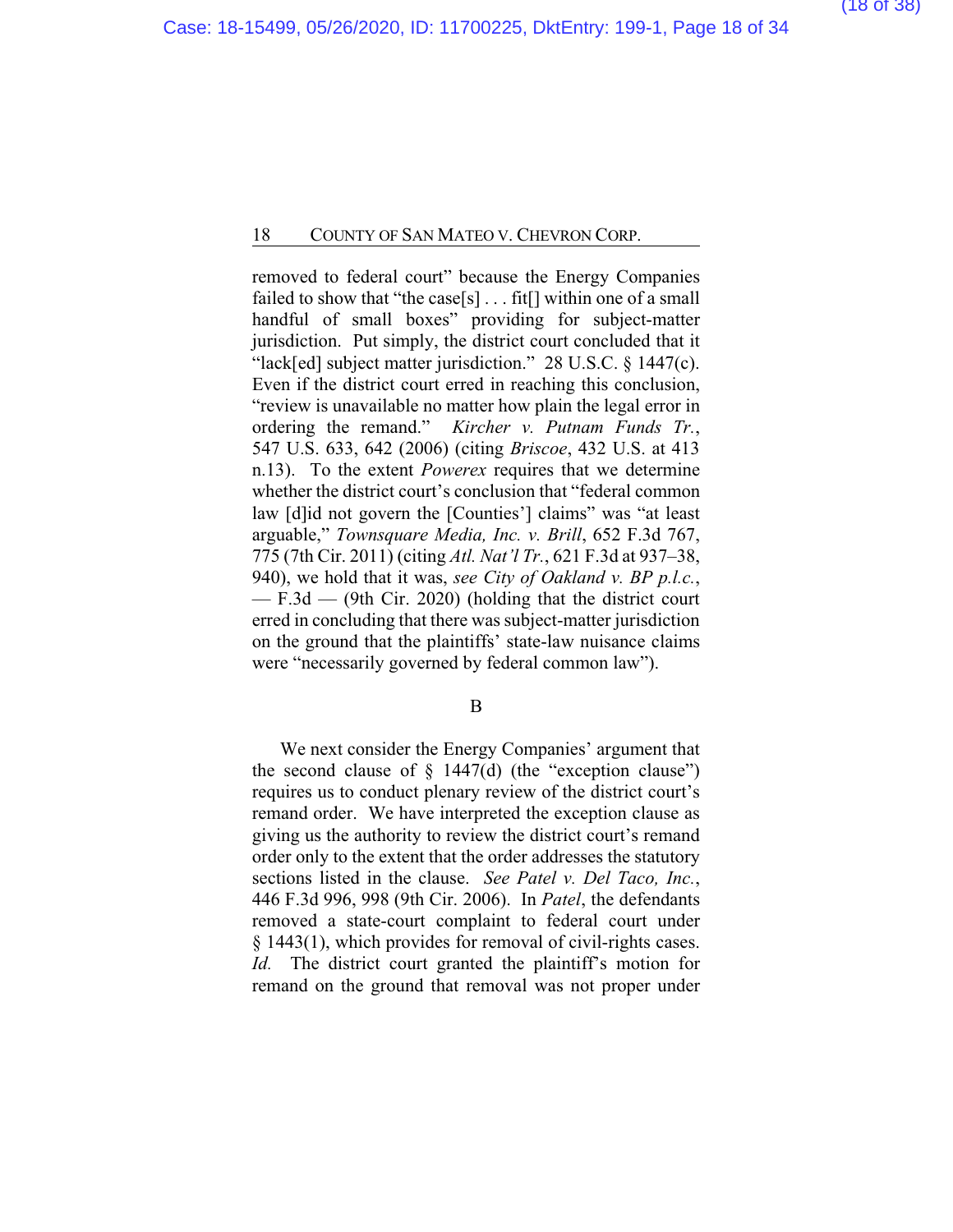removed to federal court" because the Energy Companies failed to show that "the case[s] . . . fit[] within one of a small handful of small boxes" providing for subject-matter jurisdiction. Put simply, the district court concluded that it "lack[ed] subject matter jurisdiction." 28 U.S.C. § 1447(c). Even if the district court erred in reaching this conclusion, "review is unavailable no matter how plain the legal error in ordering the remand." *Kircher v. Putnam Funds Tr.*, 547 U.S. 633, 642 (2006) (citing *Briscoe*, 432 U.S. at 413 n.13). To the extent *Powerex* requires that we determine whether the district court's conclusion that "federal common law [d]id not govern the [Counties'] claims" was "at least arguable," *Townsquare Media, Inc. v. Brill*, 652 F.3d 767, 775 (7th Cir. 2011) (citing *Atl. Nat'l Tr.*, 621 F.3d at 937–38, 940), we hold that it was, *see City of Oakland v. BP p.l.c.*, — F.3d — (9th Cir. 2020) (holding that the district court erred in concluding that there was subject-matter jurisdiction on the ground that the plaintiffs' state-law nuisance claims were "necessarily governed by federal common law").

## B

We next consider the Energy Companies' argument that the second clause of § 1447(d) (the "exception clause") requires us to conduct plenary review of the district court's remand order. We have interpreted the exception clause as giving us the authority to review the district court's remand order only to the extent that the order addresses the statutory sections listed in the clause. *See Patel v. Del Taco, Inc.*, 446 F.3d 996, 998 (9th Cir. 2006). In *Patel*, the defendants removed a state-court complaint to federal court under § 1443(1), which provides for removal of civil-rights cases. *Id.* The district court granted the plaintiff's motion for remand on the ground that removal was not proper under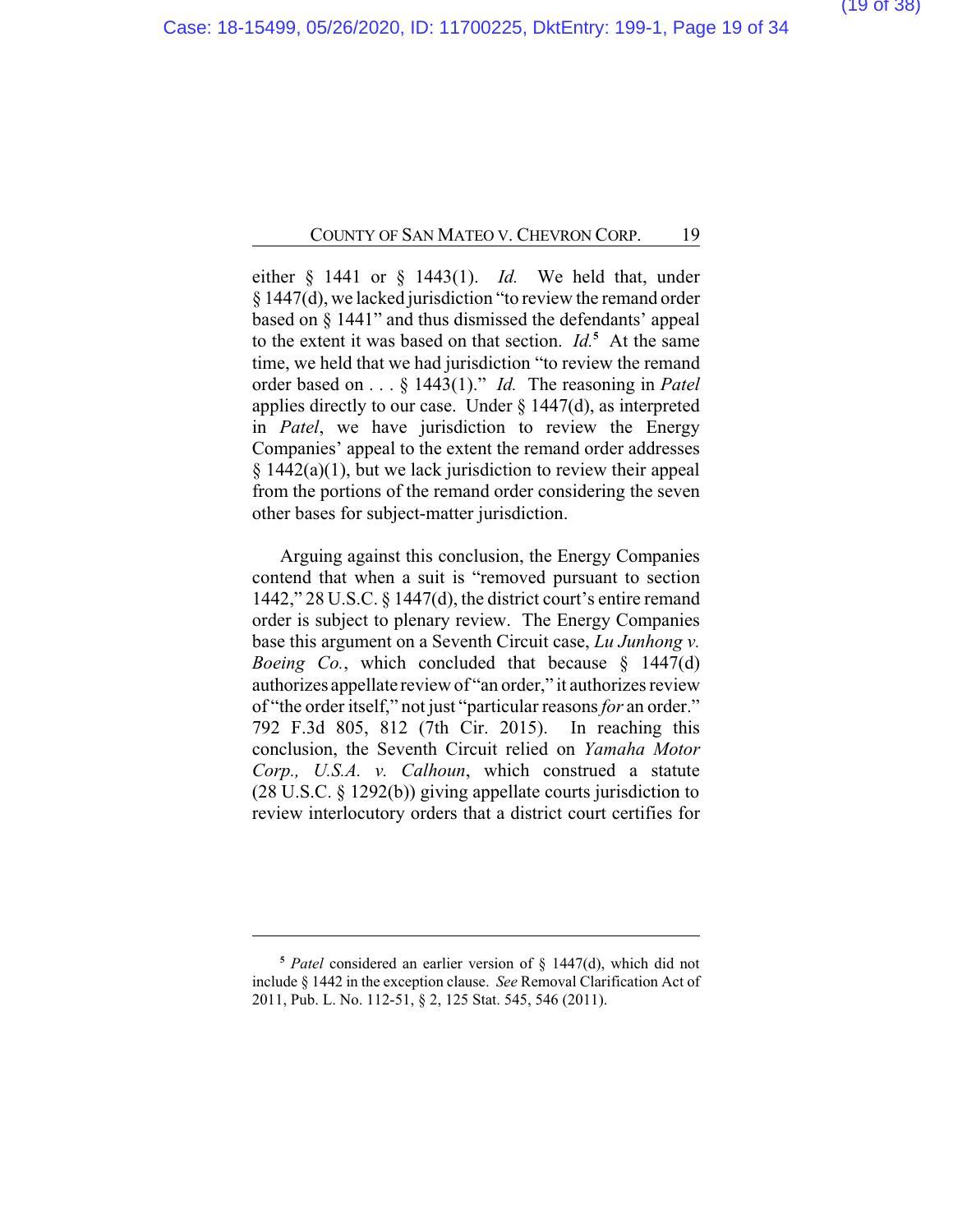either § 1441 or § 1443(1). *Id.* We held that, under § 1447(d), we lacked jurisdiction "to review the remand order based on § 1441" and thus dismissed the defendants' appeal to the extent it was based on that section. *Id.*[5] At the same time, we held that we had jurisdiction "to review the remand order based on . . . § 1443(1)." *Id.* The reasoning in *Patel* applies directly to our case. Under § 1447(d), as interpreted in *Patel*, we have jurisdiction to review the Energy Companies' appeal to the extent the remand order addresses § 1442(a)(1), but we lack jurisdiction to review their appeal from the portions of the remand order considering the seven other bases for subject-matter jurisdiction.

Arguing against this conclusion, the Energy Companies contend that when a suit is "removed pursuant to section 1442," 28 U.S.C. § 1447(d), the district court's entire remand order is subject to plenary review. The Energy Companies base this argument on a Seventh Circuit case, *Lu Junhong v. Boeing Co.*, which concluded that because § 1447(d) authorizes appellate review of "an order," it authorizes review of "the order itself," not just "particular reasons *for* an order." 792 F.3d 805, 812 (7th Cir. 2015). In reaching this conclusion, the Seventh Circuit relied on *Yamaha Motor Corp., U.S.A. v. Calhoun*, which construed a statute (28 U.S.C. § 1292(b)) giving appellate courts jurisdiction to review interlocutory orders that a district court certifies for

---

[5] *Patel* considered an earlier version of § 1447(d), which did not include § 1442 in the exception clause. *See* Removal Clarification Act of 2011, Pub. L. No. 112-51, § 2, 125 Stat. 545, 546 (2011).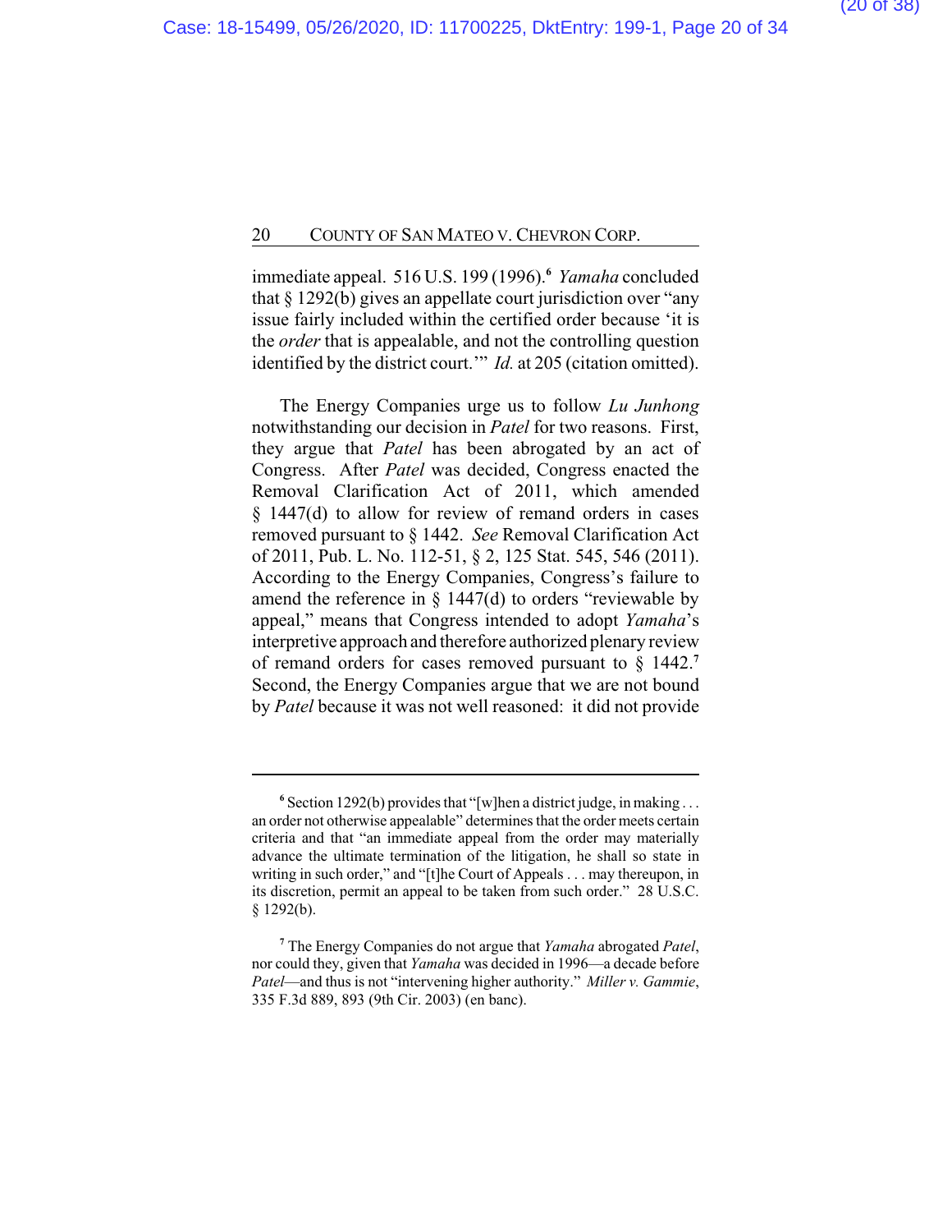immediate appeal. 516 U.S. 199 (1996).[6] *Yamaha* concluded that § 1292(b) gives an appellate court jurisdiction over "any issue fairly included within the certified order because 'it is the *order* that is appealable, and not the controlling question identified by the district court.'" *Id.* at 205 (citation omitted).

The Energy Companies urge us to follow *Lu Junhong* notwithstanding our decision in *Patel* for two reasons. First, they argue that *Patel* has been abrogated by an act of Congress. After *Patel* was decided, Congress enacted the Removal Clarification Act of 2011, which amended § 1447(d) to allow for review of remand orders in cases removed pursuant to § 1442. *See* Removal Clarification Act of 2011, Pub. L. No. 112-51, § 2, 125 Stat. 545, 546 (2011). According to the Energy Companies, Congress's failure to amend the reference in § 1447(d) to orders "reviewable by appeal," means that Congress intended to adopt *Yamaha*'s interpretive approach and therefore authorized plenary review of remand orders for cases removed pursuant to § 1442.[7] Second, the Energy Companies argue that we are not bound by *Patel* because it was not well reasoned: it did not provide

---

[6] Section 1292(b) provides that "[w]hen a district judge, in making . . . an order not otherwise appealable" determines that the order meets certain criteria and that "an immediate appeal from the order may materially advance the ultimate termination of the litigation, he shall so state in writing in such order," and "[t]he Court of Appeals . . . may thereupon, in its discretion, permit an appeal to be taken from such order." 28 U.S.C. § 1292(b).

[7] The Energy Companies do not argue that *Yamaha* abrogated *Patel*, nor could they, given that *Yamaha* was decided in 1996—a decade before *Patel*—and thus is not "intervening higher authority." *Miller v. Gammie*, 335 F.3d 889, 893 (9th Cir. 2003) (en banc).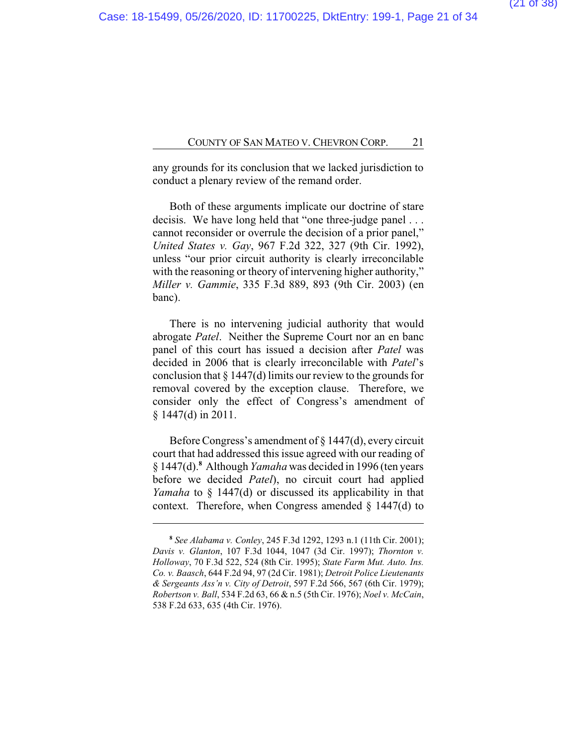any grounds for its conclusion that we lacked jurisdiction to conduct a plenary review of the remand order.

Both of these arguments implicate our doctrine of stare decisis. We have long held that "one three-judge panel . . . cannot reconsider or overrule the decision of a prior panel," *United States v. Gay*, 967 F.2d 322, 327 (9th Cir. 1992), unless "our prior circuit authority is clearly irreconcilable with the reasoning or theory of intervening higher authority," *Miller v. Gammie*, 335 F.3d 889, 893 (9th Cir. 2003) (en banc).

There is no intervening judicial authority that would abrogate *Patel*. Neither the Supreme Court nor an en banc panel of this court has issued a decision after *Patel* was decided in 2006 that is clearly irreconcilable with *Patel*'s conclusion that § 1447(d) limits our review to the grounds for removal covered by the exception clause. Therefore, we consider only the effect of Congress's amendment of § 1447(d) in 2011.

Before Congress's amendment of § 1447(d), every circuit court that had addressed this issue agreed with our reading of § 1447(d).[8] Although *Yamaha* was decided in 1996 (ten years before we decided *Patel*), no circuit court had applied *Yamaha* to § 1447(d) or discussed its applicability in that context. Therefore, when Congress amended § 1447(d) to

---

[8] *See Alabama v. Conley*, 245 F.3d 1292, 1293 n.1 (11th Cir. 2001); *Davis v. Glanton*, 107 F.3d 1044, 1047 (3d Cir. 1997); *Thornton v. Holloway*, 70 F.3d 522, 524 (8th Cir. 1995); *State Farm Mut. Auto. Ins. Co. v. Baasch*, 644 F.2d 94, 97 (2d Cir. 1981); *Detroit Police Lieutenants & Sergeants Ass'n v. City of Detroit*, 597 F.2d 566, 567 (6th Cir. 1979); *Robertson v. Ball*, 534 F.2d 63, 66 & n.5 (5th Cir. 1976); *Noel v. McCain*, 538 F.2d 633, 635 (4th Cir. 1976).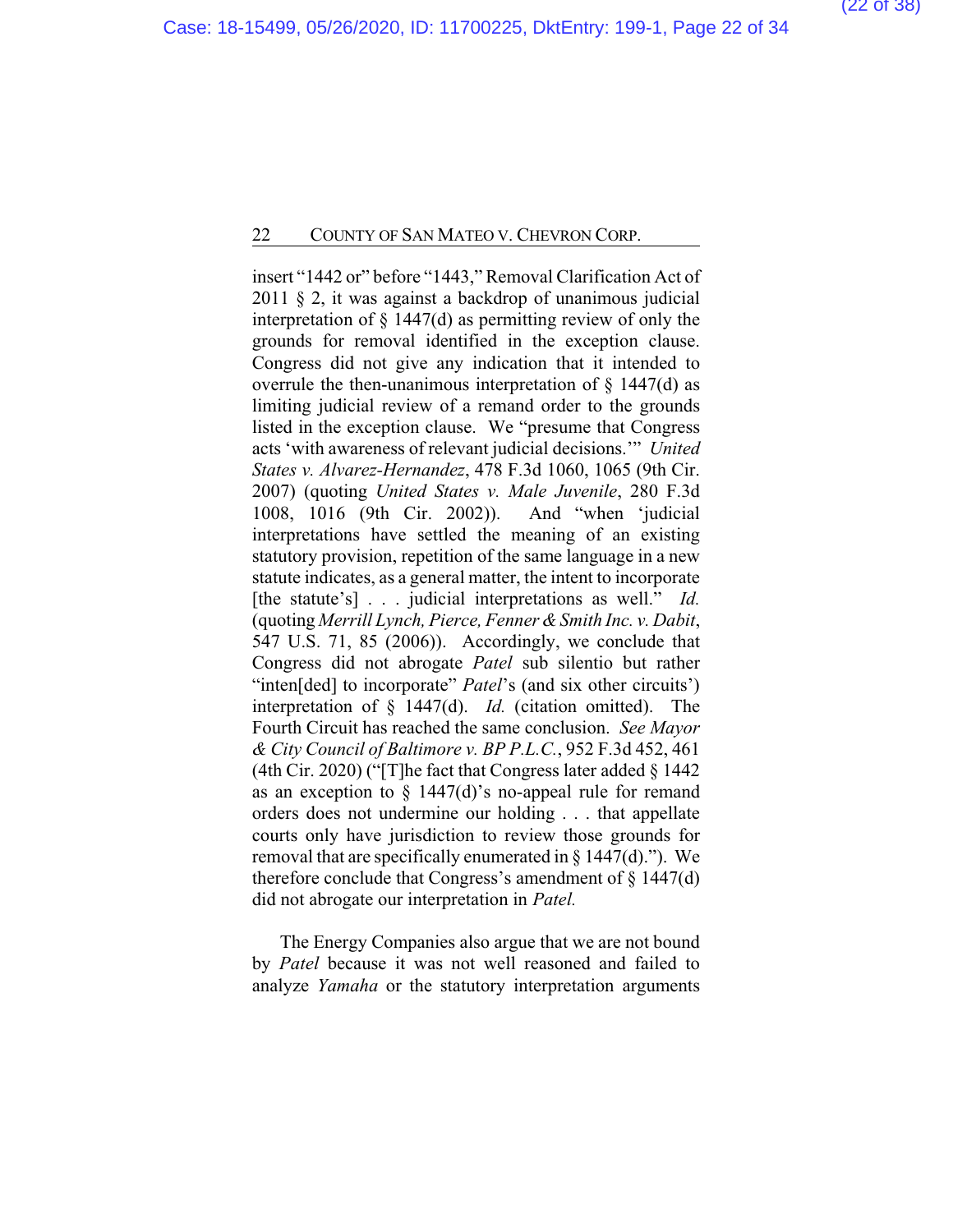insert "1442 or" before "1443," Removal Clarification Act of 2011 § 2, it was against a backdrop of unanimous judicial interpretation of § 1447(d) as permitting review of only the grounds for removal identified in the exception clause. Congress did not give any indication that it intended to overrule the then-unanimous interpretation of § 1447(d) as limiting judicial review of a remand order to the grounds listed in the exception clause. We "presume that Congress acts 'with awareness of relevant judicial decisions.'" *United States v. Alvarez-Hernandez*, 478 F.3d 1060, 1065 (9th Cir. 2007) (quoting *United States v. Male Juvenile*, 280 F.3d 1008, 1016 (9th Cir. 2002)). And "when 'judicial interpretations have settled the meaning of an existing statutory provision, repetition of the same language in a new statute indicates, as a general matter, the intent to incorporate [the statute's] . . . judicial interpretations as well." *Id.* (quoting *Merrill Lynch, Pierce, Fenner & Smith Inc. v. Dabit*, 547 U.S. 71, 85 (2006)). Accordingly, we conclude that Congress did not abrogate *Patel* sub silentio but rather "inten[ded] to incorporate" *Patel*'s (and six other circuits') interpretation of § 1447(d). *Id.* (citation omitted). The Fourth Circuit has reached the same conclusion. *See Mayor & City Council of Baltimore v. BP P.L.C.*, 952 F.3d 452, 461 (4th Cir. 2020) ("[T]he fact that Congress later added § 1442 as an exception to § 1447(d)'s no-appeal rule for remand orders does not undermine our holding . . . that appellate courts only have jurisdiction to review those grounds for removal that are specifically enumerated in § 1447(d)."). We therefore conclude that Congress's amendment of § 1447(d) did not abrogate our interpretation in *Patel.*

The Energy Companies also argue that we are not bound by *Patel* because it was not well reasoned and failed to analyze *Yamaha* or the statutory interpretation arguments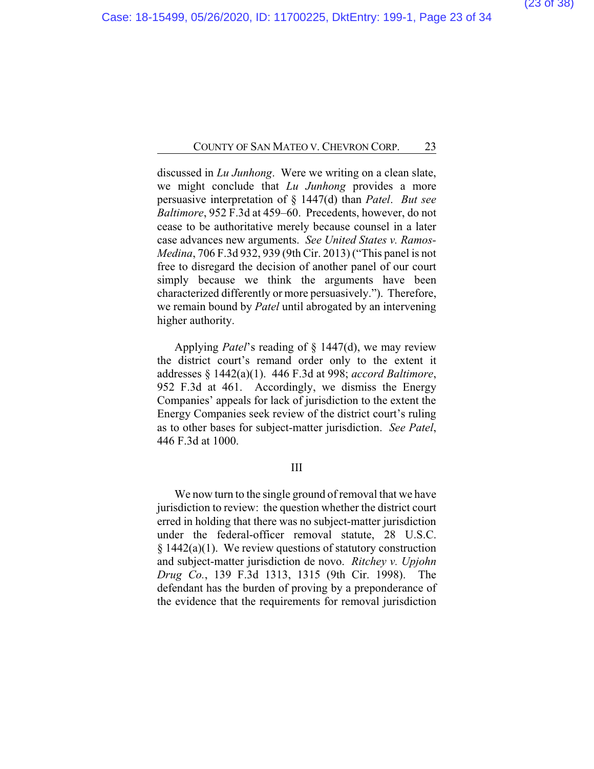discussed in *Lu Junhong*. Were we writing on a clean slate, we might conclude that *Lu Junhong* provides a more persuasive interpretation of § 1447(d) than *Patel*. *But see Baltimore*, 952 F.3d at 459–60. Precedents, however, do not cease to be authoritative merely because counsel in a later case advances new arguments. *See United States v. Ramos-Medina*, 706 F.3d 932, 939 (9th Cir. 2013) ("This panel is not free to disregard the decision of another panel of our court simply because we think the arguments have been characterized differently or more persuasively."). Therefore, we remain bound by *Patel* until abrogated by an intervening higher authority.

Applying *Patel*'s reading of § 1447(d), we may review the district court's remand order only to the extent it addresses § 1442(a)(1). 446 F.3d at 998; *accord Baltimore*, 952 F.3d at 461. Accordingly, we dismiss the Energy Companies' appeals for lack of jurisdiction to the extent the Energy Companies seek review of the district court's ruling as to other bases for subject-matter jurisdiction. *See Patel*, 446 F.3d at 1000.

## III

We now turn to the single ground of removal that we have jurisdiction to review: the question whether the district court erred in holding that there was no subject-matter jurisdiction under the federal-officer removal statute, 28 U.S.C. § 1442(a)(1). We review questions of statutory construction and subject-matter jurisdiction de novo. *Ritchey v. Upjohn Drug Co.*, 139 F.3d 1313, 1315 (9th Cir. 1998). The defendant has the burden of proving by a preponderance of the evidence that the requirements for removal jurisdiction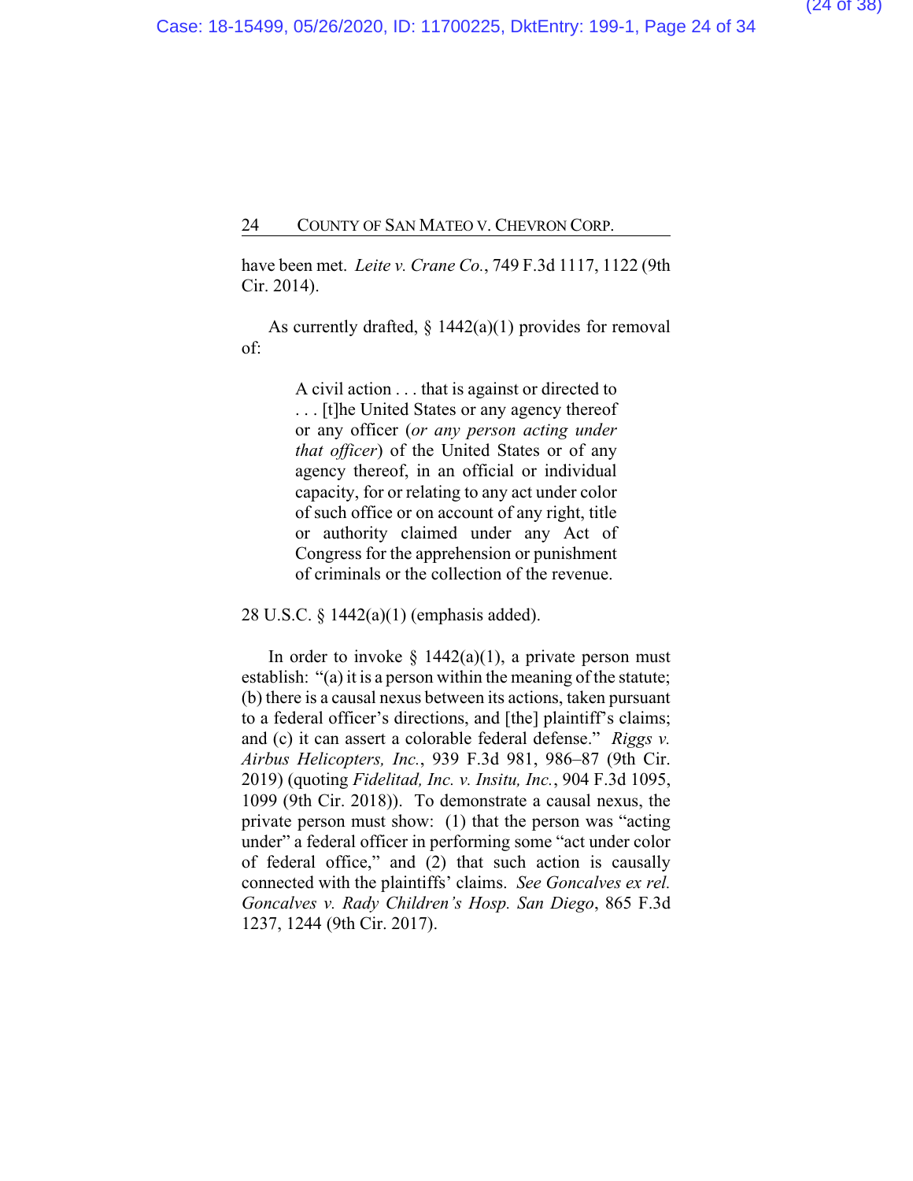have been met. *Leite v. Crane Co.*, 749 F.3d 1117, 1122 (9th Cir. 2014).

As currently drafted, § 1442(a)(1) provides for removal of:

> A civil action . . . that is against or directed to . . . [t]he United States or any agency thereof or any officer (*or any person acting under that officer*) of the United States or of any agency thereof, in an official or individual capacity, for or relating to any act under color of such office or on account of any right, title or authority claimed under any Act of Congress for the apprehension or punishment of criminals or the collection of the revenue.

28 U.S.C. § 1442(a)(1) (emphasis added).

In order to invoke § 1442(a)(1), a private person must establish: "(a) it is a person within the meaning of the statute; (b) there is a causal nexus between its actions, taken pursuant to a federal officer's directions, and [the] plaintiff's claims; and (c) it can assert a colorable federal defense." *Riggs v. Airbus Helicopters, Inc.*, 939 F.3d 981, 986–87 (9th Cir. 2019) (quoting *Fidelitad, Inc. v. Insitu, Inc.*, 904 F.3d 1095, 1099 (9th Cir. 2018)). To demonstrate a causal nexus, the private person must show: (1) that the person was "acting under" a federal officer in performing some "act under color of federal office," and (2) that such action is causally connected with the plaintiffs' claims. *See Goncalves ex rel. Goncalves v. Rady Children's Hosp. San Diego*, 865 F.3d 1237, 1244 (9th Cir. 2017).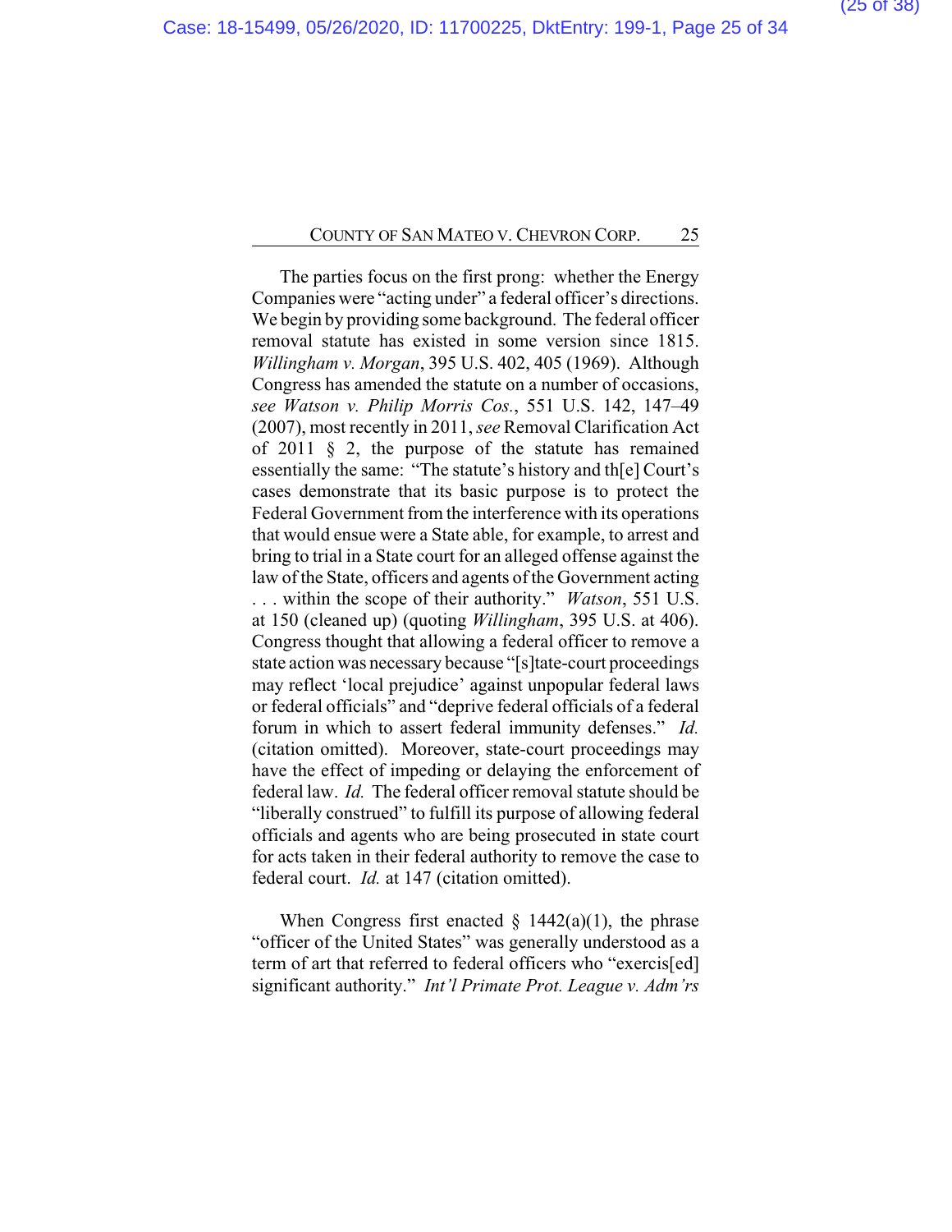The parties focus on the first prong: whether the Energy Companies were "acting under" a federal officer's directions. We begin by providing some background. The federal officer removal statute has existed in some version since 1815. *Willingham v. Morgan*, 395 U.S. 402, 405 (1969). Although Congress has amended the statute on a number of occasions, *see Watson v. Philip Morris Cos.*, 551 U.S. 142, 147–49 (2007), most recently in 2011, *see* Removal Clarification Act of 2011 § 2, the purpose of the statute has remained essentially the same: "The statute's history and th[e] Court's cases demonstrate that its basic purpose is to protect the Federal Government from the interference with its operations that would ensue were a State able, for example, to arrest and bring to trial in a State court for an alleged offense against the law of the State, officers and agents of the Government acting . . . within the scope of their authority." *Watson*, 551 U.S. at 150 (cleaned up) (quoting *Willingham*, 395 U.S. at 406). Congress thought that allowing a federal officer to remove a state action was necessary because "[s]tate-court proceedings may reflect 'local prejudice' against unpopular federal laws or federal officials" and "deprive federal officials of a federal forum in which to assert federal immunity defenses." *Id.* (citation omitted). Moreover, state-court proceedings may have the effect of impeding or delaying the enforcement of federal law. *Id.* The federal officer removal statute should be "liberally construed" to fulfill its purpose of allowing federal officials and agents who are being prosecuted in state court for acts taken in their federal authority to remove the case to federal court. *Id.* at 147 (citation omitted).

When Congress first enacted § 1442(a)(1), the phrase "officer of the United States" was generally understood as a term of art that referred to federal officers who "exercis[ed] significant authority." *Int'l Primate Prot. League v. Adm'rs*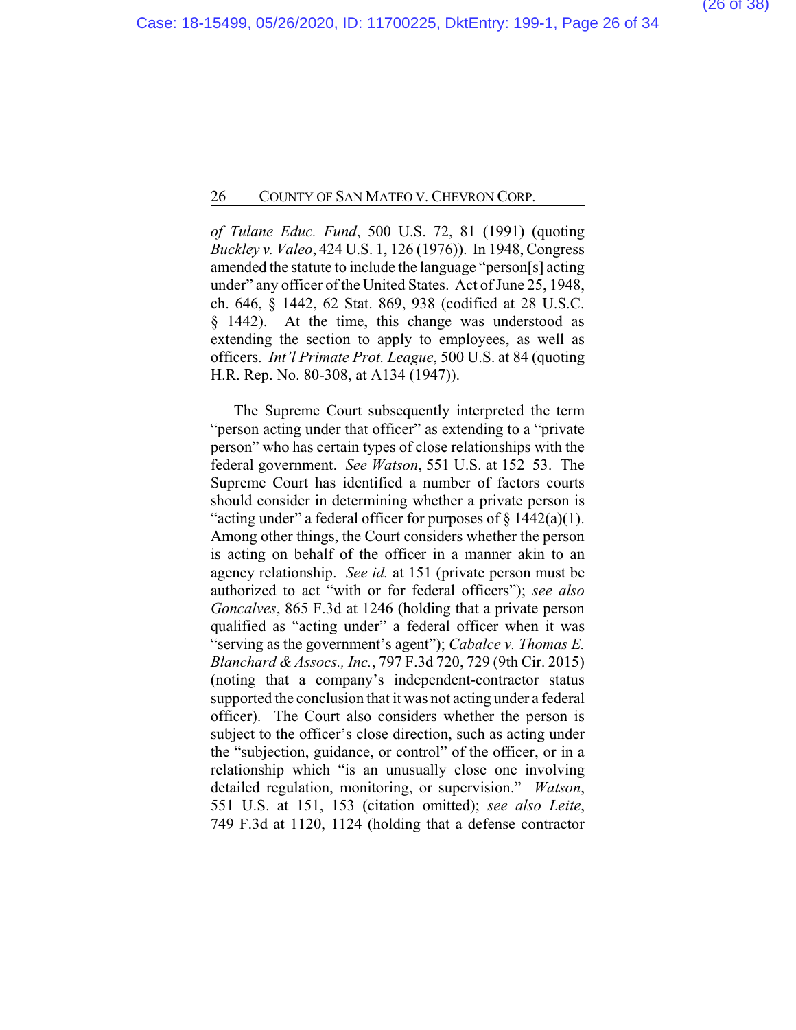*of Tulane Educ. Fund*, 500 U.S. 72, 81 (1991) (quoting *Buckley v. Valeo*, 424 U.S. 1, 126 (1976)). In 1948, Congress amended the statute to include the language "person[s] acting under" any officer of the United States. Act of June 25, 1948, ch. 646, § 1442, 62 Stat. 869, 938 (codified at 28 U.S.C. § 1442). At the time, this change was understood as extending the section to apply to employees, as well as officers. *Int'l Primate Prot. League*, 500 U.S. at 84 (quoting H.R. Rep. No. 80-308, at A134 (1947)).

The Supreme Court subsequently interpreted the term "person acting under that officer" as extending to a "private person" who has certain types of close relationships with the federal government. *See Watson*, 551 U.S. at 152–53. The Supreme Court has identified a number of factors courts should consider in determining whether a private person is "acting under" a federal officer for purposes of § 1442(a)(1). Among other things, the Court considers whether the person is acting on behalf of the officer in a manner akin to an agency relationship. *See id.* at 151 (private person must be authorized to act "with or for federal officers"); *see also Goncalves*, 865 F.3d at 1246 (holding that a private person qualified as "acting under" a federal officer when it was "serving as the government's agent"); *Cabalce v. Thomas E. Blanchard & Assocs., Inc.*, 797 F.3d 720, 729 (9th Cir. 2015) (noting that a company's independent-contractor status supported the conclusion that it was not acting under a federal officer). The Court also considers whether the person is subject to the officer's close direction, such as acting under the "subjection, guidance, or control" of the officer, or in a relationship which "is an unusually close one involving detailed regulation, monitoring, or supervision." *Watson*, 551 U.S. at 151, 153 (citation omitted); *see also Leite*, 749 F.3d at 1120, 1124 (holding that a defense contractor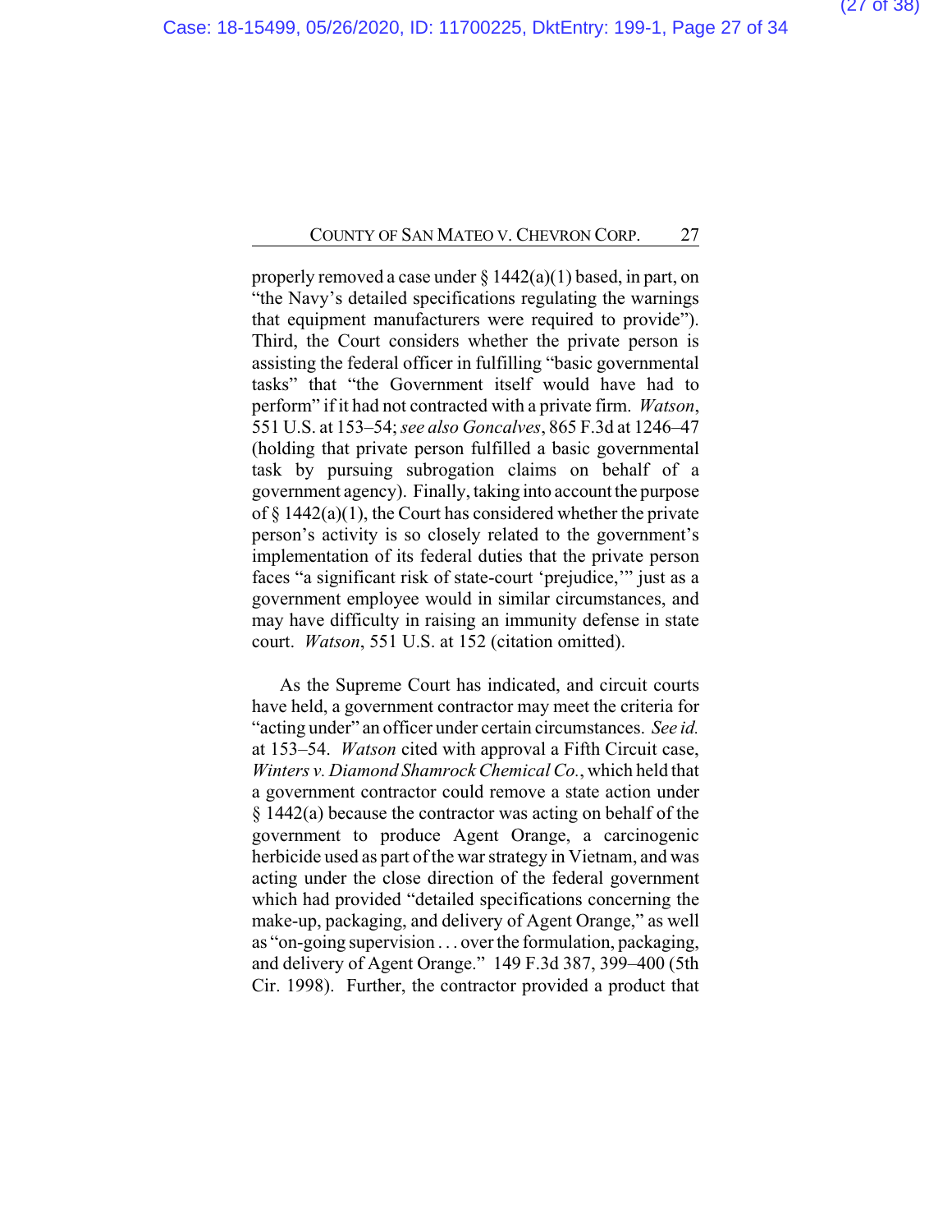properly removed a case under § 1442(a)(1) based, in part, on "the Navy's detailed specifications regulating the warnings that equipment manufacturers were required to provide"). Third, the Court considers whether the private person is assisting the federal officer in fulfilling "basic governmental tasks" that "the Government itself would have had to perform" if it had not contracted with a private firm. *Watson*, 551 U.S. at 153–54; *see also Goncalves*, 865 F.3d at 1246–47 (holding that private person fulfilled a basic governmental task by pursuing subrogation claims on behalf of a government agency). Finally, taking into account the purpose of § 1442(a)(1), the Court has considered whether the private person's activity is so closely related to the government's implementation of its federal duties that the private person faces "a significant risk of state-court 'prejudice,'" just as a government employee would in similar circumstances, and may have difficulty in raising an immunity defense in state court. *Watson*, 551 U.S. at 152 (citation omitted).

As the Supreme Court has indicated, and circuit courts have held, a government contractor may meet the criteria for "acting under" an officer under certain circumstances. *See id.* at 153–54. *Watson* cited with approval a Fifth Circuit case, *Winters v. Diamond Shamrock Chemical Co.*, which held that a government contractor could remove a state action under § 1442(a) because the contractor was acting on behalf of the government to produce Agent Orange, a carcinogenic herbicide used as part of the war strategy in Vietnam, and was acting under the close direction of the federal government which had provided "detailed specifications concerning the make-up, packaging, and delivery of Agent Orange," as well as "on-going supervision . . . over the formulation, packaging, and delivery of Agent Orange." 149 F.3d 387, 399–400 (5th Cir. 1998). Further, the contractor provided a product that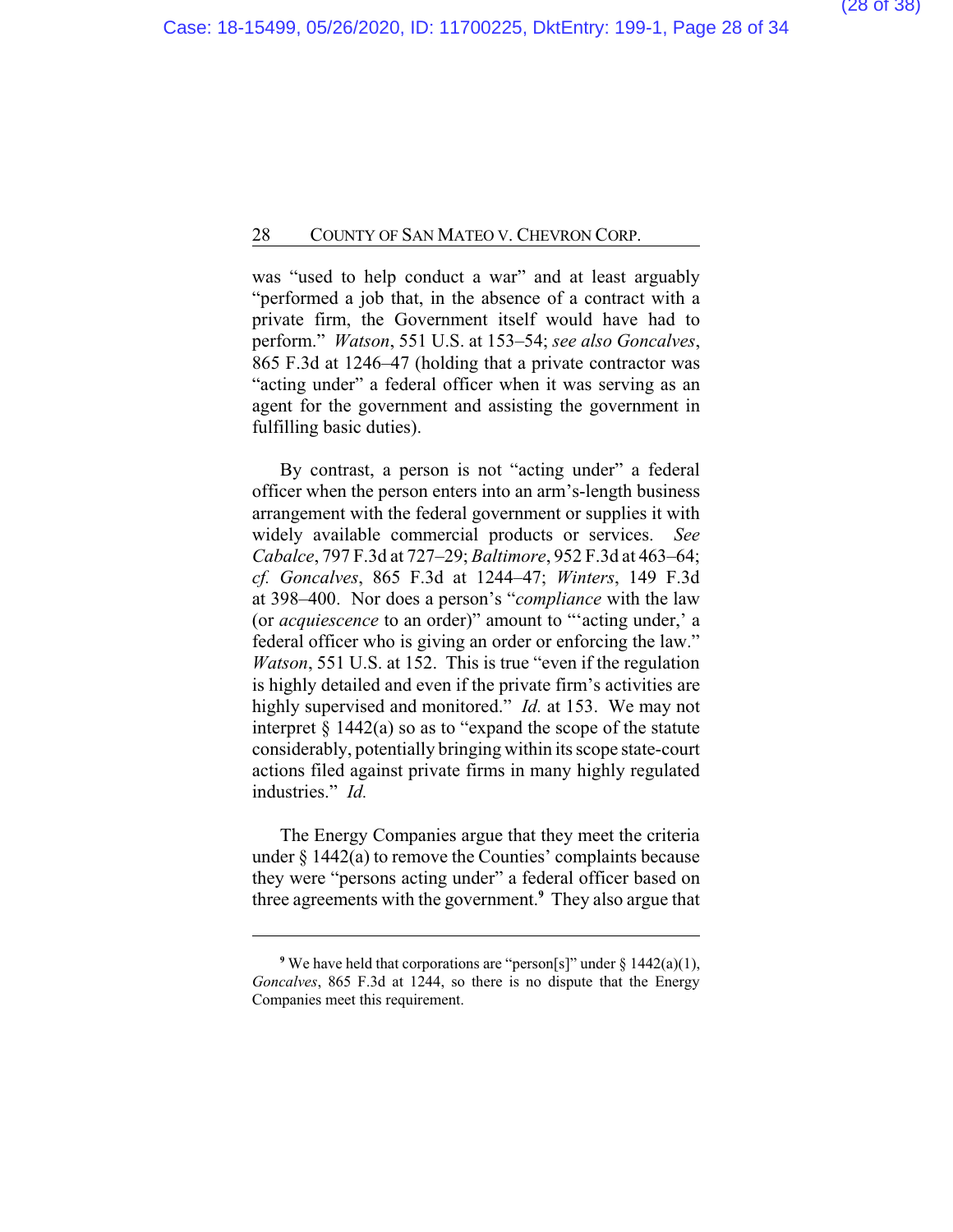was "used to help conduct a war" and at least arguably "performed a job that, in the absence of a contract with a private firm, the Government itself would have had to perform." *Watson*, 551 U.S. at 153–54; *see also Goncalves*, 865 F.3d at 1246–47 (holding that a private contractor was "acting under" a federal officer when it was serving as an agent for the government and assisting the government in fulfilling basic duties).

By contrast, a person is not "acting under" a federal officer when the person enters into an arm's-length business arrangement with the federal government or supplies it with widely available commercial products or services. *See Cabalce*, 797 F.3d at 727–29; *Baltimore*, 952 F.3d at 463–64; *cf. Goncalves*, 865 F.3d at 1244–47; *Winters*, 149 F.3d at 398–400. Nor does a person's "*compliance* with the law (or *acquiescence* to an order)" amount to "'acting under,' a federal officer who is giving an order or enforcing the law." *Watson*, 551 U.S. at 152. This is true "even if the regulation is highly detailed and even if the private firm's activities are highly supervised and monitored." *Id.* at 153. We may not interpret § 1442(a) so as to "expand the scope of the statute considerably, potentially bringing within its scope state-court actions filed against private firms in many highly regulated industries." *Id.*

The Energy Companies argue that they meet the criteria under § 1442(a) to remove the Counties' complaints because they were "persons acting under" a federal officer based on three agreements with the government.[9] They also argue that

[9] We have held that corporations are "person[s]" under § 1442(a)(1), *Goncalves*, 865 F.3d at 1244, so there is no dispute that the Energy Companies meet this requirement.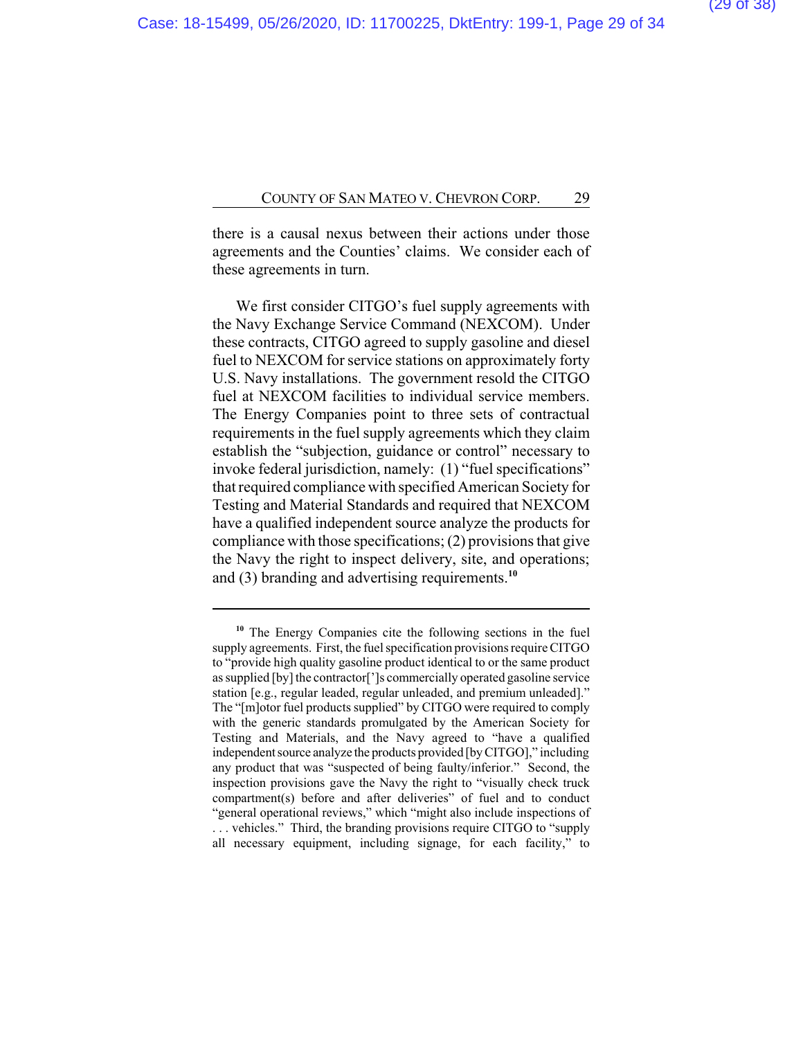there is a causal nexus between their actions under those agreements and the Counties' claims. We consider each of these agreements in turn.

We first consider CITGO's fuel supply agreements with the Navy Exchange Service Command (NEXCOM). Under these contracts, CITGO agreed to supply gasoline and diesel fuel to NEXCOM for service stations on approximately forty U.S. Navy installations. The government resold the CITGO fuel at NEXCOM facilities to individual service members. The Energy Companies point to three sets of contractual requirements in the fuel supply agreements which they claim establish the "subjection, guidance or control" necessary to invoke federal jurisdiction, namely: (1) "fuel specifications" that required compliance with specified American Society for Testing and Material Standards and required that NEXCOM have a qualified independent source analyze the products for compliance with those specifications; (2) provisions that give the Navy the right to inspect delivery, site, and operations; and (3) branding and advertising requirements.[10]

---

[10] The Energy Companies cite the following sections in the fuel supply agreements. First, the fuel specification provisions require CITGO to "provide high quality gasoline product identical to or the same product as supplied [by] the contractor[']s commercially operated gasoline service station [e.g., regular leaded, regular unleaded, and premium unleaded]." The "[m]otor fuel products supplied" by CITGO were required to comply with the generic standards promulgated by the American Society for Testing and Materials, and the Navy agreed to "have a qualified independent source analyze the products provided [by CITGO]," including any product that was "suspected of being faulty/inferior." Second, the inspection provisions gave the Navy the right to "visually check truck compartment(s) before and after deliveries" of fuel and to conduct "general operational reviews," which "might also include inspections of . . . vehicles." Third, the branding provisions require CITGO to "supply all necessary equipment, including signage, for each facility," to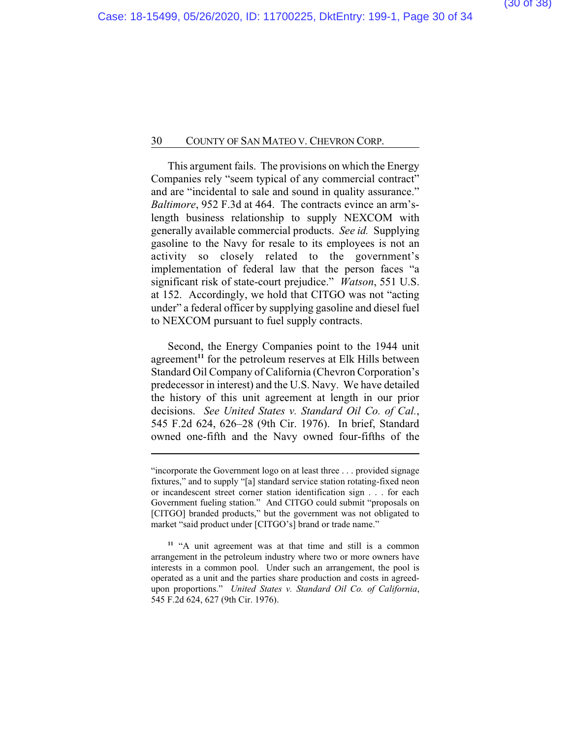This argument fails. The provisions on which the Energy Companies rely "seem typical of any commercial contract" and are "incidental to sale and sound in quality assurance." *Baltimore*, 952 F.3d at 464. The contracts evince an arm's-length business relationship to supply NEXCOM with generally available commercial products. *See id.* Supplying gasoline to the Navy for resale to its employees is not an activity so closely related to the government's implementation of federal law that the person faces "a significant risk of state-court prejudice." *Watson*, 551 U.S. at 152. Accordingly, we hold that CITGO was not "acting under" a federal officer by supplying gasoline and diesel fuel to NEXCOM pursuant to fuel supply contracts.

Second, the Energy Companies point to the 1944 unit agreement[11] for the petroleum reserves at Elk Hills between Standard Oil Company of California (Chevron Corporation's predecessor in interest) and the U.S. Navy. We have detailed the history of this unit agreement at length in our prior decisions. *See United States v. Standard Oil Co. of Cal.*, 545 F.2d 624, 626–28 (9th Cir. 1976). In brief, Standard owned one-fifth and the Navy owned four-fifths of the

---

"incorporate the Government logo on at least three . . . provided signage fixtures," and to supply "[a] standard service station rotating-fixed neon or incandescent street corner station identification sign . . . for each Government fueling station." And CITGO could submit "proposals on [CITGO] branded products," but the government was not obligated to market "said product under [CITGO's] brand or trade name."

[11] "A unit agreement was at that time and still is a common arrangement in the petroleum industry where two or more owners have interests in a common pool. Under such an arrangement, the pool is operated as a unit and the parties share production and costs in agreed-upon proportions." *United States v. Standard Oil Co. of California*, 545 F.2d 624, 627 (9th Cir. 1976).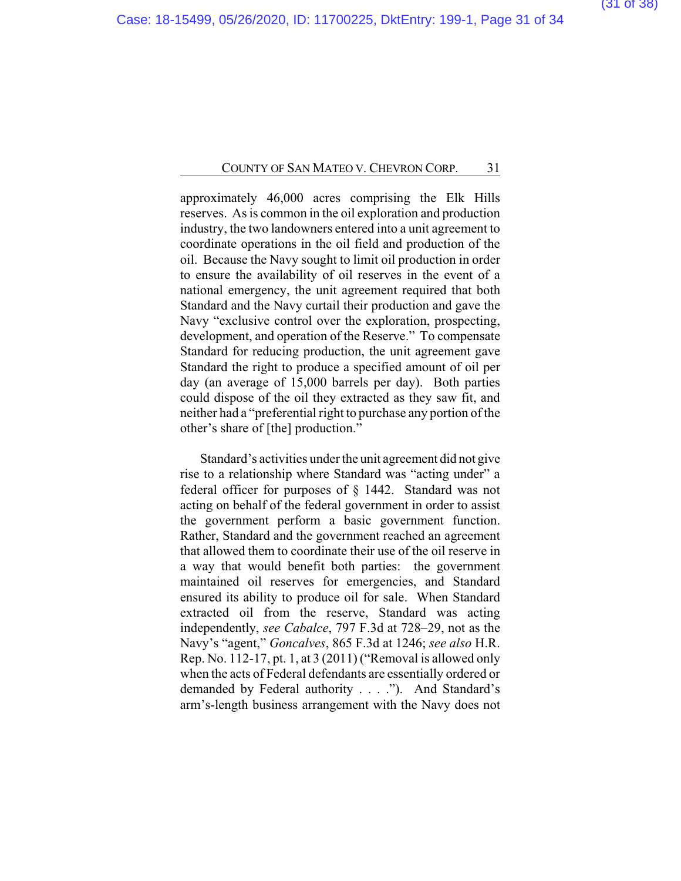approximately 46,000 acres comprising the Elk Hills reserves. As is common in the oil exploration and production industry, the two landowners entered into a unit agreement to coordinate operations in the oil field and production of the oil. Because the Navy sought to limit oil production in order to ensure the availability of oil reserves in the event of a national emergency, the unit agreement required that both Standard and the Navy curtail their production and gave the Navy "exclusive control over the exploration, prospecting, development, and operation of the Reserve." To compensate Standard for reducing production, the unit agreement gave Standard the right to produce a specified amount of oil per day (an average of 15,000 barrels per day). Both parties could dispose of the oil they extracted as they saw fit, and neither had a "preferential right to purchase any portion of the other's share of [the] production."

Standard's activities under the unit agreement did not give rise to a relationship where Standard was "acting under" a federal officer for purposes of § 1442. Standard was not acting on behalf of the federal government in order to assist the government perform a basic government function. Rather, Standard and the government reached an agreement that allowed them to coordinate their use of the oil reserve in a way that would benefit both parties: the government maintained oil reserves for emergencies, and Standard ensured its ability to produce oil for sale. When Standard extracted oil from the reserve, Standard was acting independently, *see Cabalce*, 797 F.3d at 728–29, not as the Navy's "agent," *Goncalves*, 865 F.3d at 1246; *see also* H.R. Rep. No. 112-17, pt. 1, at 3 (2011) ("Removal is allowed only when the acts of Federal defendants are essentially ordered or demanded by Federal authority . . . ."). And Standard's arm's-length business arrangement with the Navy does not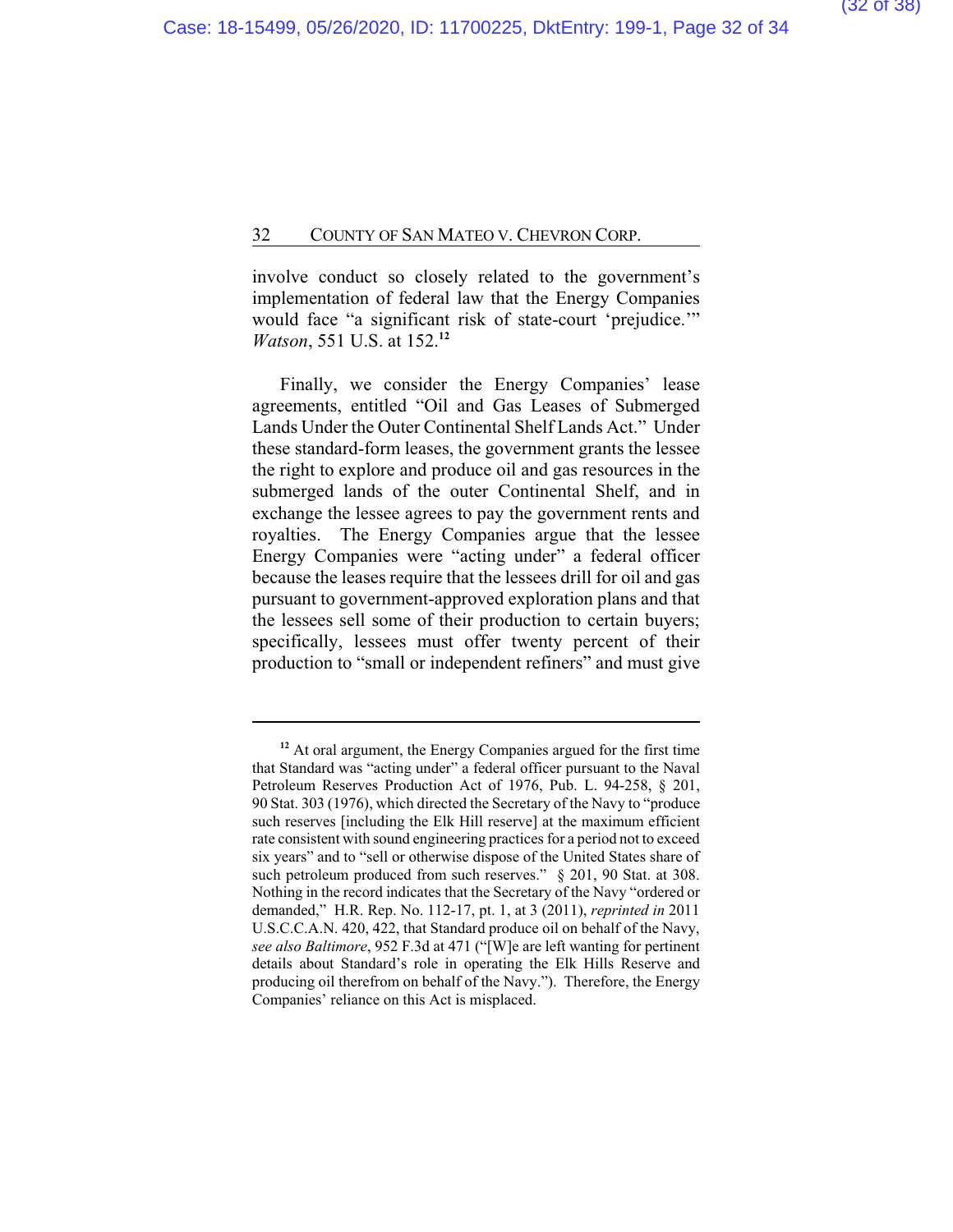involve conduct so closely related to the government's implementation of federal law that the Energy Companies would face "a significant risk of state-court 'prejudice.'" *Watson*, 551 U.S. at 152.[12]

Finally, we consider the Energy Companies' lease agreements, entitled "Oil and Gas Leases of Submerged Lands Under the Outer Continental Shelf Lands Act." Under these standard-form leases, the government grants the lessee the right to explore and produce oil and gas resources in the submerged lands of the outer Continental Shelf, and in exchange the lessee agrees to pay the government rents and royalties. The Energy Companies argue that the lessee Energy Companies were "acting under" a federal officer because the leases require that the lessees drill for oil and gas pursuant to government-approved exploration plans and that the lessees sell some of their production to certain buyers; specifically, lessees must offer twenty percent of their production to "small or independent refiners" and must give

---

[12] At oral argument, the Energy Companies argued for the first time that Standard was "acting under" a federal officer pursuant to the Naval Petroleum Reserves Production Act of 1976, Pub. L. 94-258, § 201, 90 Stat. 303 (1976), which directed the Secretary of the Navy to "produce such reserves [including the Elk Hill reserve] at the maximum efficient rate consistent with sound engineering practices for a period not to exceed six years" and to "sell or otherwise dispose of the United States share of such petroleum produced from such reserves." § 201, 90 Stat. at 308. Nothing in the record indicates that the Secretary of the Navy "ordered or demanded," H.R. Rep. No. 112-17, pt. 1, at 3 (2011), *reprinted in* 2011 U.S.C.C.A.N. 420, 422, that Standard produce oil on behalf of the Navy, *see also Baltimore*, 952 F.3d at 471 ("[W]e are left wanting for pertinent details about Standard's role in operating the Elk Hills Reserve and producing oil therefrom on behalf of the Navy."). Therefore, the Energy Companies' reliance on this Act is misplaced.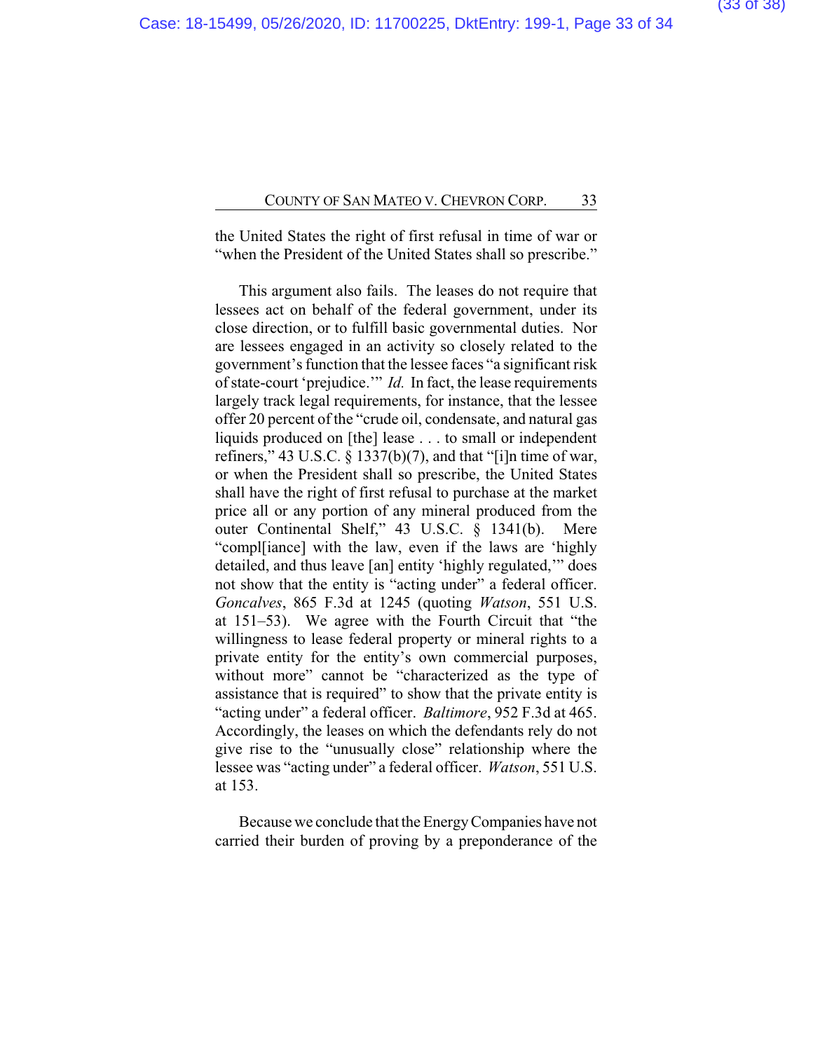the United States the right of first refusal in time of war or "when the President of the United States shall so prescribe."

This argument also fails. The leases do not require that lessees act on behalf of the federal government, under its close direction, or to fulfill basic governmental duties. Nor are lessees engaged in an activity so closely related to the government's function that the lessee faces "a significant risk of state-court 'prejudice.'" *Id.* In fact, the lease requirements largely track legal requirements, for instance, that the lessee offer 20 percent of the "crude oil, condensate, and natural gas liquids produced on [the] lease . . . to small or independent refiners," 43 U.S.C. § 1337(b)(7), and that "[i]n time of war, or when the President shall so prescribe, the United States shall have the right of first refusal to purchase at the market price all or any portion of any mineral produced from the outer Continental Shelf," 43 U.S.C. § 1341(b). Mere "compl[iance] with the law, even if the laws are 'highly detailed, and thus leave [an] entity 'highly regulated,'" does not show that the entity is "acting under" a federal officer. *Goncalves*, 865 F.3d at 1245 (quoting *Watson*, 551 U.S. at 151–53). We agree with the Fourth Circuit that "the willingness to lease federal property or mineral rights to a private entity for the entity's own commercial purposes, without more" cannot be "characterized as the type of assistance that is required" to show that the private entity is "acting under" a federal officer. *Baltimore*, 952 F.3d at 465. Accordingly, the leases on which the defendants rely do not give rise to the "unusually close" relationship where the lessee was "acting under" a federal officer. *Watson*, 551 U.S. at 153.

Because we conclude that the Energy Companies have not carried their burden of proving by a preponderance of the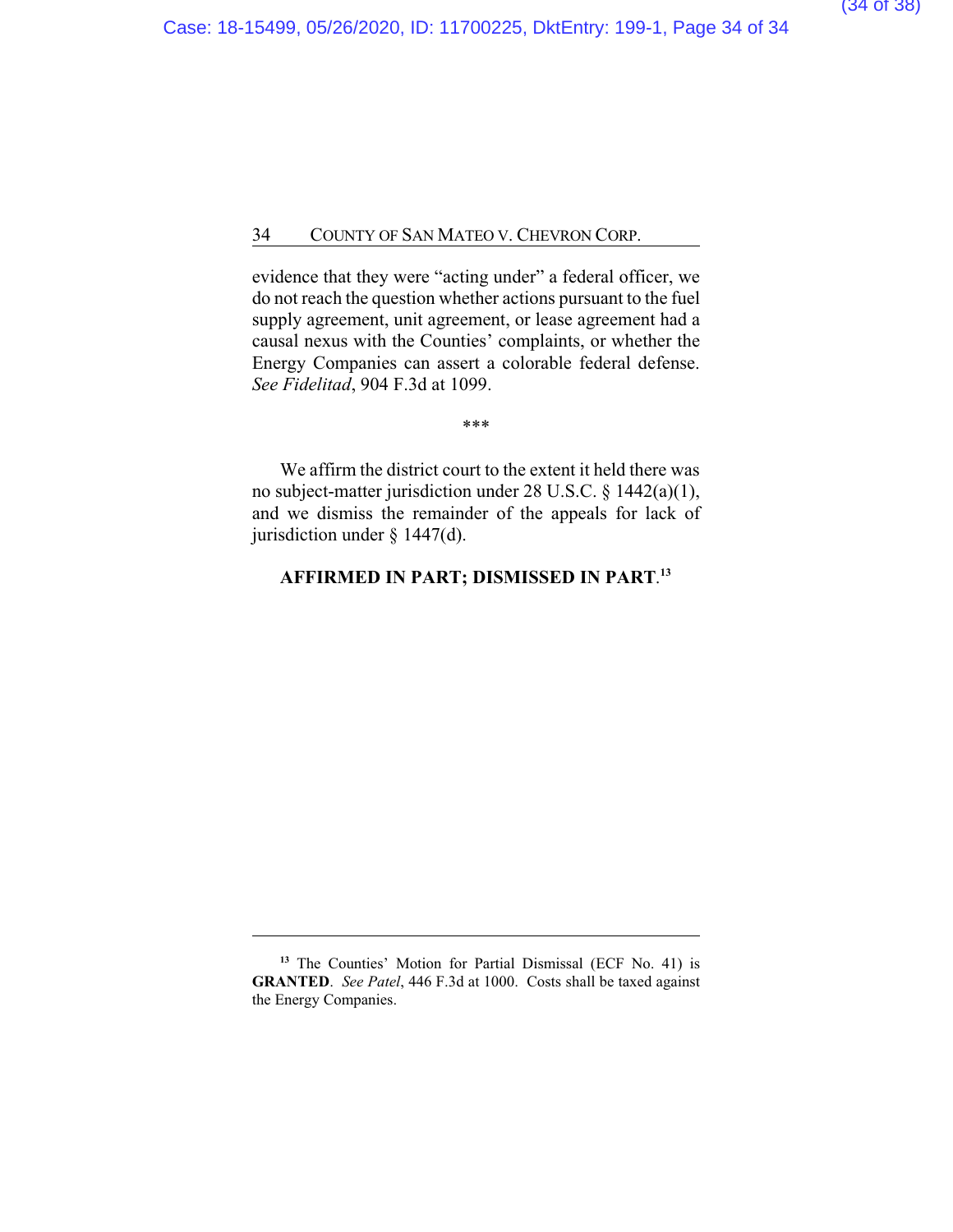evidence that they were "acting under" a federal officer, we do not reach the question whether actions pursuant to the fuel supply agreement, unit agreement, or lease agreement had a causal nexus with the Counties' complaints, or whether the Energy Companies can assert a colorable federal defense. *See Fidelitad*, 904 F.3d at 1099.

\*\*\*

We affirm the district court to the extent it held there was no subject-matter jurisdiction under 28 U.S.C. § 1442(a)(1), and we dismiss the remainder of the appeals for lack of jurisdiction under § 1447(d).

**AFFIRMED IN PART; DISMISSED IN PART.**[13]

---

[13] The Counties' Motion for Partial Dismissal (ECF No. 41) is **GRANTED**. *See Patel*, 446 F.3d at 1000. Costs shall be taxed against the Energy Companies.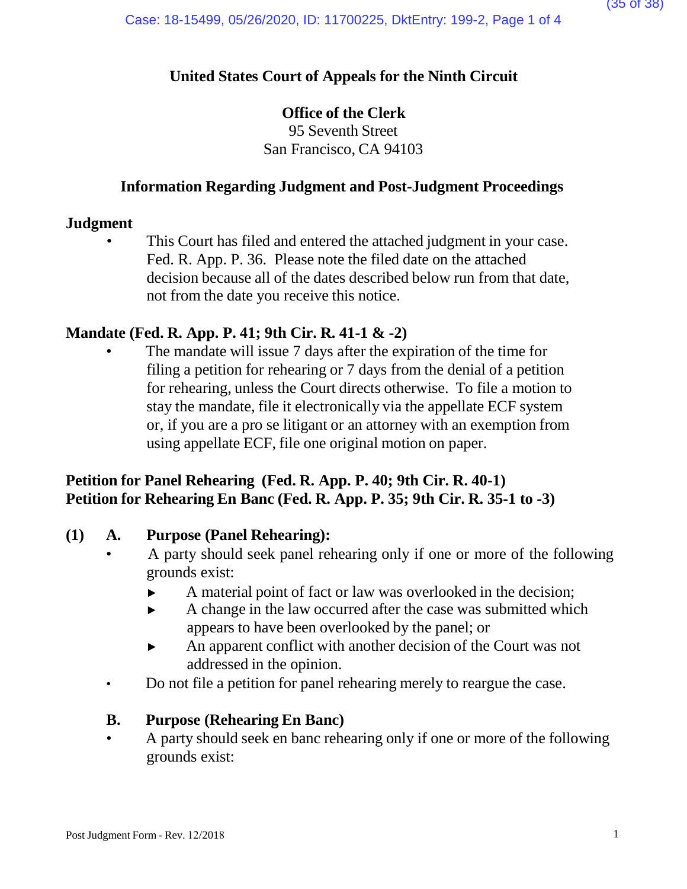**United States Court of Appeals for the Ninth Circuit**

**Office of the Clerk**
95 Seventh Street
San Francisco, CA 94103

**Information Regarding Judgment and Post-Judgment Proceedings**

**Judgment**

- This Court has filed and entered the attached judgment in your case. Fed. R. App. P. 36. Please note the filed date on the attached decision because all of the dates described below run from that date, not from the date you receive this notice.

**Mandate (Fed. R. App. P. 41; 9th Cir. R. 41-1 & -2)**

- The mandate will issue 7 days after the expiration of the time for filing a petition for rehearing or 7 days from the denial of a petition for rehearing, unless the Court directs otherwise. To file a motion to stay the mandate, file it electronically via the appellate ECF system or, if you are a pro se litigant or an attorney with an exemption from using appellate ECF, file one original motion on paper.

**Petition for Panel Rehearing (Fed. R. App. P. 40; 9th Cir. R. 40-1)**
**Petition for Rehearing En Banc (Fed. R. App. P. 35; 9th Cir. R. 35-1 to -3)**

**(1) A. Purpose (Panel Rehearing):**

- A party should seek panel rehearing only if one or more of the following grounds exist:
  - ► A material point of fact or law was overlooked in the decision;
  - ► A change in the law occurred after the case was submitted which appears to have been overlooked by the panel; or
  - ► An apparent conflict with another decision of the Court was not addressed in the opinion.
- Do not file a petition for panel rehearing merely to reargue the case.

**B. Purpose (Rehearing En Banc)**

- A party should seek en banc rehearing only if one or more of the following grounds exist: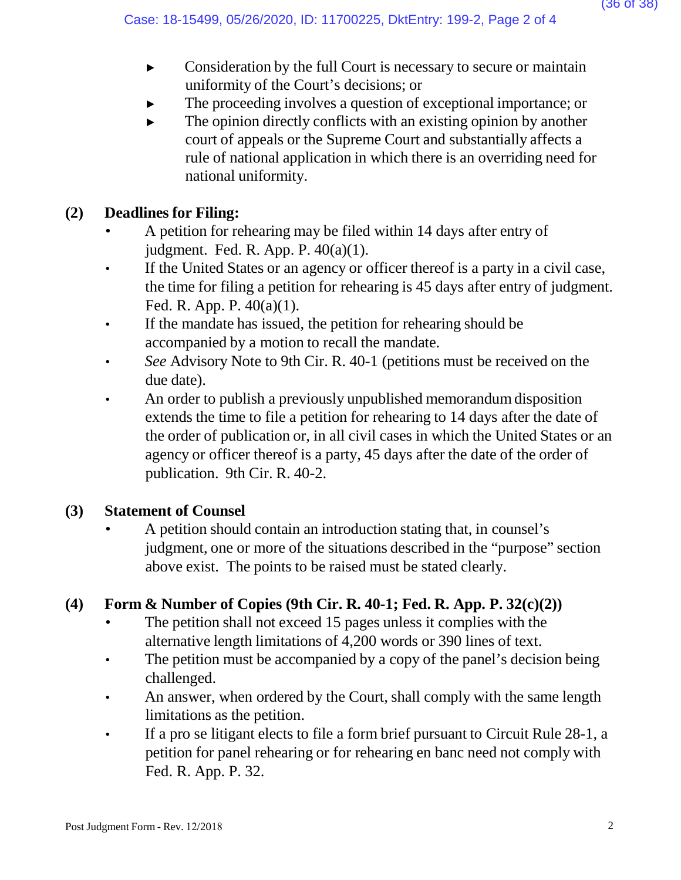- Consideration by the full Court is necessary to secure or maintain uniformity of the Court's decisions; or
- The proceeding involves a question of exceptional importance; or
- The opinion directly conflicts with an existing opinion by another court of appeals or the Supreme Court and substantially affects a rule of national application in which there is an overriding need for national uniformity.

**(2) Deadlines for Filing:**

- A petition for rehearing may be filed within 14 days after entry of judgment. Fed. R. App. P. 40(a)(1).
- If the United States or an agency or officer thereof is a party in a civil case, the time for filing a petition for rehearing is 45 days after entry of judgment. Fed. R. App. P. 40(a)(1).
- If the mandate has issued, the petition for rehearing should be accompanied by a motion to recall the mandate.
- *See* Advisory Note to 9th Cir. R. 40-1 (petitions must be received on the due date).
- An order to publish a previously unpublished memorandum disposition extends the time to file a petition for rehearing to 14 days after the date of the order of publication or, in all civil cases in which the United States or an agency or officer thereof is a party, 45 days after the date of the order of publication. 9th Cir. R. 40-2.

**(3) Statement of Counsel**

- A petition should contain an introduction stating that, in counsel's judgment, one or more of the situations described in the "purpose" section above exist. The points to be raised must be stated clearly.

**(4) Form & Number of Copies (9th Cir. R. 40-1; Fed. R. App. P. 32(c)(2))**

- The petition shall not exceed 15 pages unless it complies with the alternative length limitations of 4,200 words or 390 lines of text.
- The petition must be accompanied by a copy of the panel's decision being challenged.
- An answer, when ordered by the Court, shall comply with the same length limitations as the petition.
- If a pro se litigant elects to file a form brief pursuant to Circuit Rule 28-1, a petition for panel rehearing or for rehearing en banc need not comply with Fed. R. App. P. 32.

Post Judgment Form - Rev. 12/2018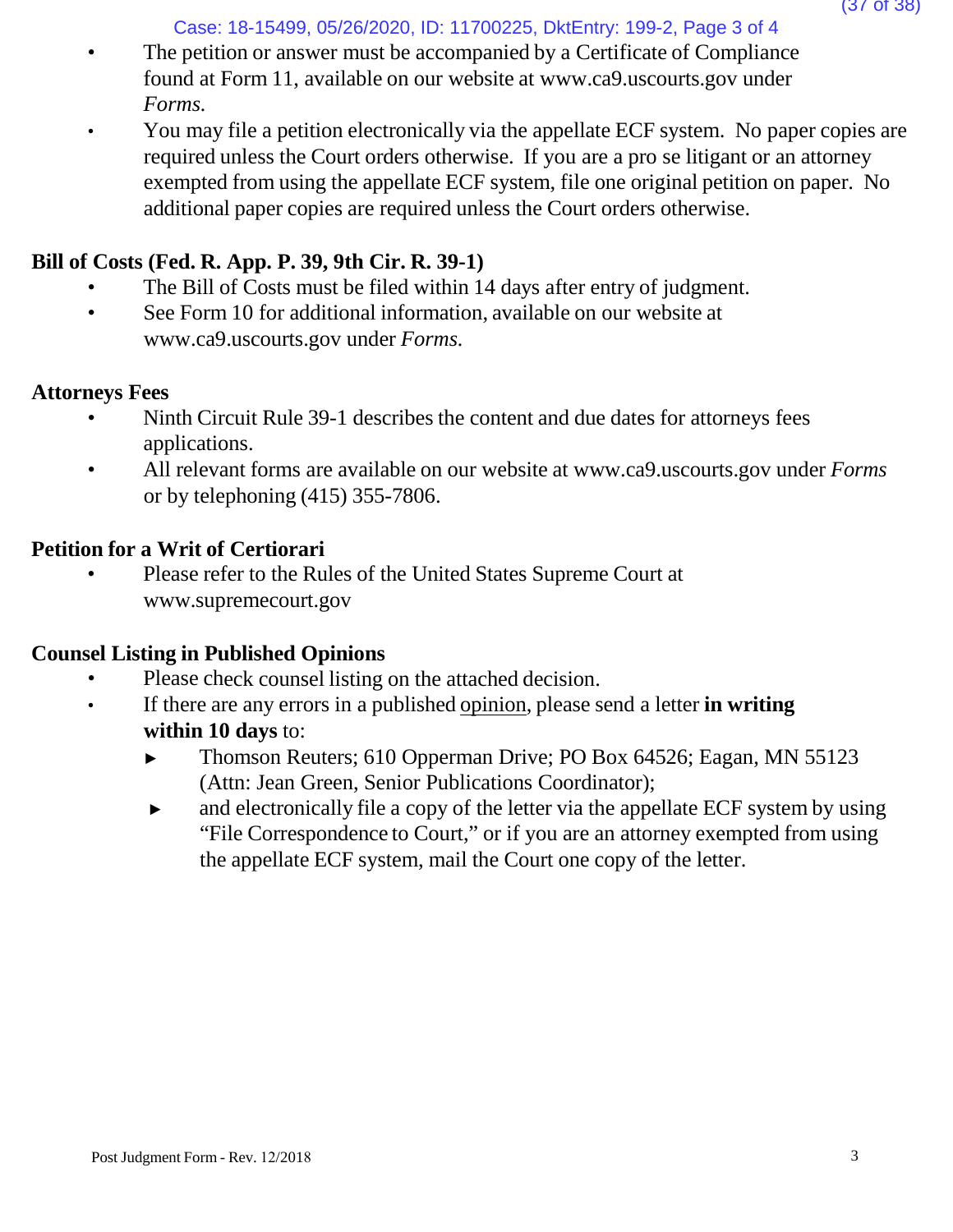- The petition or answer must be accompanied by a Certificate of Compliance found at Form 11, available on our website at www.ca9.uscourts.gov under *Forms.*
- You may file a petition electronically via the appellate ECF system. No paper copies are required unless the Court orders otherwise. If you are a pro se litigant or an attorney exempted from using the appellate ECF system, file one original petition on paper. No additional paper copies are required unless the Court orders otherwise.

**Bill of Costs (Fed. R. App. P. 39, 9th Cir. R. 39-1)**

- The Bill of Costs must be filed within 14 days after entry of judgment.
- See Form 10 for additional information, available on our website at www.ca9.uscourts.gov under *Forms.*

**Attorneys Fees**

- Ninth Circuit Rule 39-1 describes the content and due dates for attorneys fees applications.
- All relevant forms are available on our website at www.ca9.uscourts.gov under *Forms* or by telephoning (415) 355-7806.

**Petition for a Writ of Certiorari**

- Please refer to the Rules of the United States Supreme Court at www.supremecourt.gov

**Counsel Listing in Published Opinions**

- Please check counsel listing on the attached decision.
- If there are any errors in a published opinion, please send a letter **in writing within 10 days** to:
  - Thomson Reuters; 610 Opperman Drive; PO Box 64526; Eagan, MN 55123 (Attn: Jean Green, Senior Publications Coordinator);
  - and electronically file a copy of the letter via the appellate ECF system by using "File Correspondence to Court," or if you are an attorney exempted from using the appellate ECF system, mail the Court one copy of the letter.

Post Judgment Form - Rev. 12/2018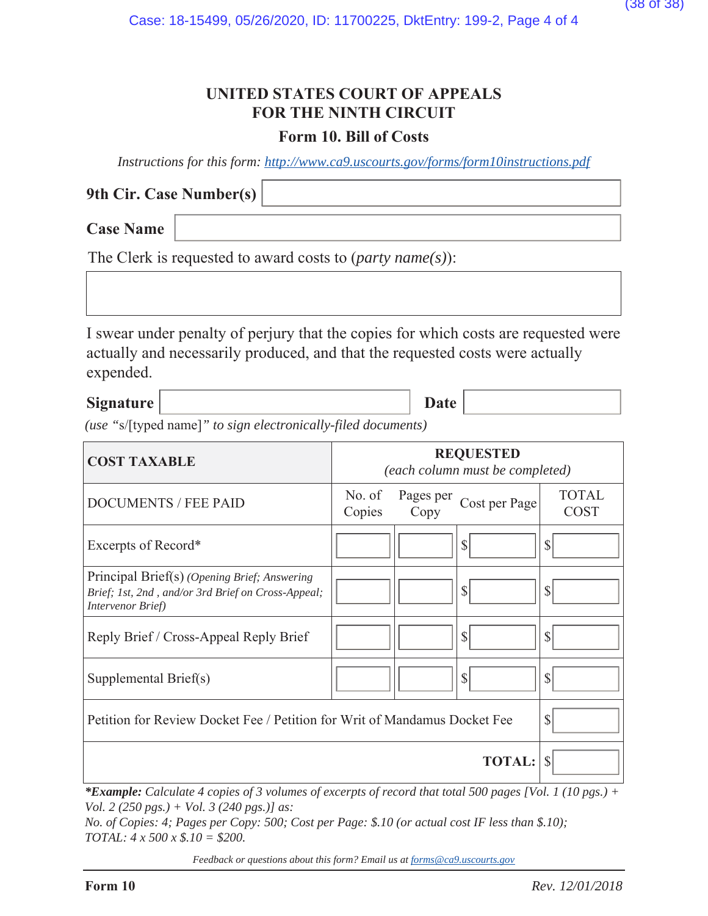**UNITED STATES COURT OF APPEALS**
**FOR THE NINTH CIRCUIT**

## Form 10. Bill of Costs

*Instructions for this form: http://www.ca9.uscourts.gov/forms/form10instructions.pdf*

**9th Cir. Case Number(s)**

**Case Name**

The Clerk is requested to award costs to (*party name(s)*):

I swear under penalty of perjury that the copies for which costs are requested were actually and necessarily produced, and that the requested costs were actually expended.

**Signature** **Date**

*(use* "s/[typed name]" *to sign electronically-filed documents)*

| **COST TAXABLE** | **REQUESTED** *(each column must be completed)* | | | |
|---|---|---|---|---|
| DOCUMENTS / FEE PAID | No. of Copies | Pages per Copy | Cost per Page | TOTAL COST |
| Excerpts of Record* | | | $ | $ |
| Principal Brief(s) *(Opening Brief; Answering Brief; 1st, 2nd , and/or 3rd Brief on Cross-Appeal; Intervenor Brief)* | | | $ | $ |
| Reply Brief / Cross-Appeal Reply Brief | | | $ | $ |
| Supplemental Brief(s) | | | $ | $ |
| Petition for Review Docket Fee / Petition for Writ of Mandamus Docket Fee | | | | $ |
| | | | **TOTAL:** | $ |

***Example:** *Calculate 4 copies of 3 volumes of excerpts of record that total 500 pages [Vol. 1 (10 pgs.) + Vol. 2 (250 pgs.) + Vol. 3 (240 pgs.)] as:*
*No. of Copies: 4; Pages per Copy: 500; Cost per Page: $.10 (or actual cost IF less than $.10);*
*TOTAL: 4 x 500 x $.10 = $200.*

*Feedback or questions about this form? Email us at* forms@ca9.uscourts.gov

**Form 10** *Rev. 12/01/2018*